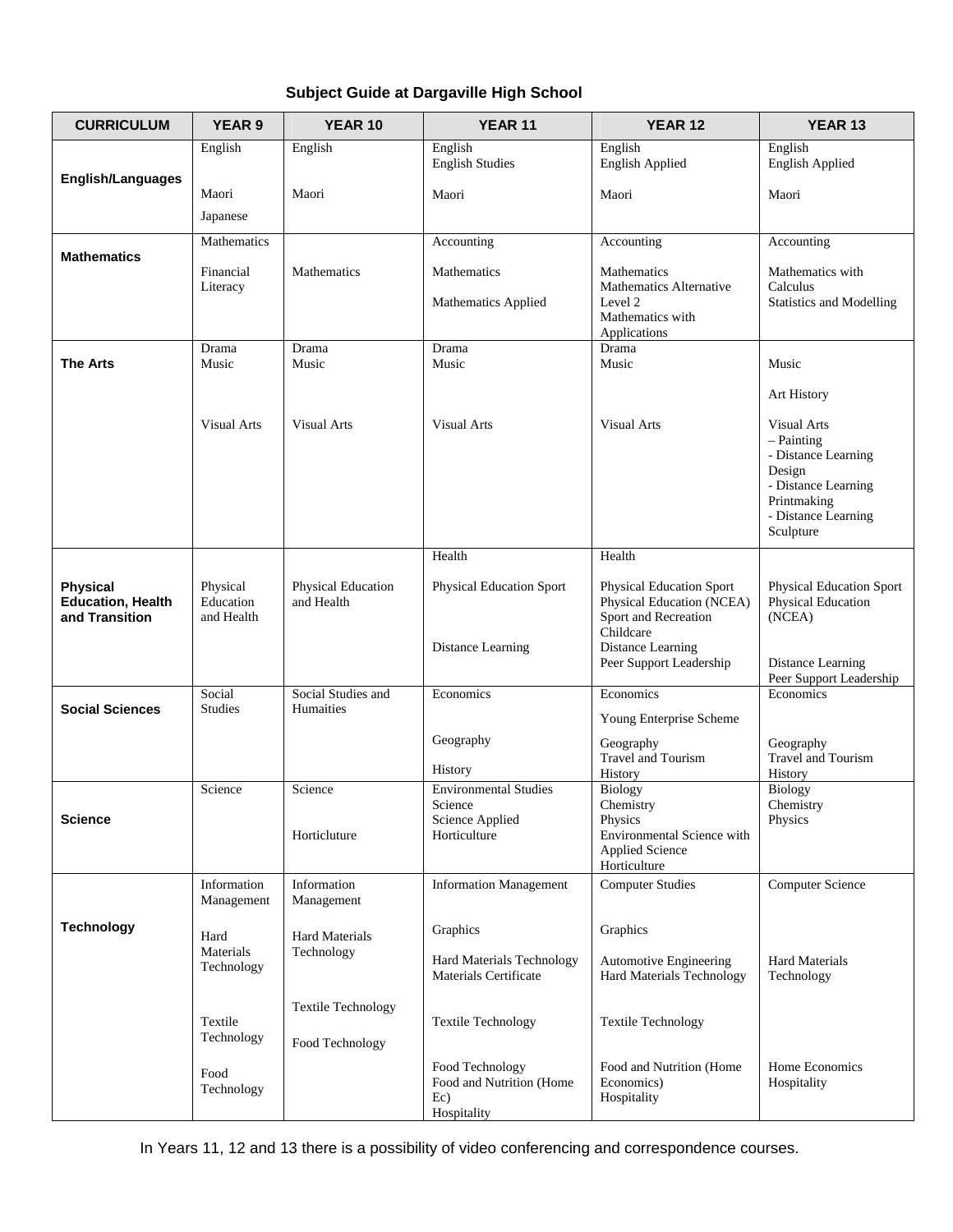# Subject Guide at Dargaville High School

| CURRICULUM | YEAR 9 | YEAR 10 | YEAR 11 | YEAR 12 | YEAR 13 |
|---|---|---|---|---|---|
| **English/Languages** | English<br><br>Maori<br>Japanese | English<br><br>Maori | English<br>English Studies<br>Maori | English<br>English Applied<br>Maori | English<br>English Applied<br>Maori |
| **Mathematics** | Mathematics<br><br>Financial Literacy | Mathematics | Accounting<br><br>Mathematics<br><br>Mathematics Applied | Accounting<br><br>Mathematics<br>Mathematics Alternative Level 2<br>Mathematics with Applications | Accounting<br><br>Mathematics with Calculus<br>Statistics and Modelling |
| **The Arts** | Drama<br>Music<br><br>Visual Arts | Drama<br>Music<br><br>Visual Arts | Drama<br>Music<br><br>Visual Arts | Drama<br>Music<br><br>Visual Arts | Music<br><br>Art History<br><br>Visual Arts<br>– Painting<br>- Distance Learning Design<br>- Distance Learning Printmaking<br>- Distance Learning Sculpture |
| **Physical Education, Health and Transition** | Physical Education and Health | Physical Education and Health | Health<br><br>Physical Education Sport<br><br>Distance Learning | Health<br><br>Physical Education Sport<br>Physical Education (NCEA)<br>Sport and Recreation<br>Childcare<br>Distance Learning<br>Peer Support Leadership | Physical Education Sport<br>Physical Education (NCEA)<br><br>Distance Learning<br>Peer Support Leadership |
| **Social Sciences** | Social Studies | Social Studies and Humaities | Economics<br><br>Geography<br><br>History | Economics<br>Young Enterprise Scheme<br>Geography<br>Travel and Tourism<br>History | Economics<br><br>Geography<br>Travel and Tourism<br>History |
| **Science** | Science | Science<br><br>Horticluture | Environmental Studies Science<br>Science Applied<br>Horticulture | Biology<br>Chemistry<br>Physics<br>Environmental Science with Applied Science<br>Horticulture | Biology<br>Chemistry<br>Physics |
| **Technology** | Information Management<br><br>Hard Materials Technology<br><br>Textile Technology<br><br>Food Technology | Information Management<br><br>Hard Materials Technology<br><br>Textile Technology<br><br>Food Technology | Information Management<br><br>Graphics<br><br>Hard Materials Technology<br>Materials Certificate<br><br>Textile Technology<br><br>Food Technology<br>Food and Nutrition (Home Ec)<br>Hospitality | Computer Studies<br><br>Graphics<br><br>Automotive Engineering<br>Hard Materials Technology<br><br>Textile Technology<br><br>Food and Nutrition (Home Economics)<br>Hospitality | Computer Science<br><br>Hard Materials Technology<br><br>Home Economics<br>Hospitality |

In Years 11, 12 and 13 there is a possibility of video conferencing and correspondence courses.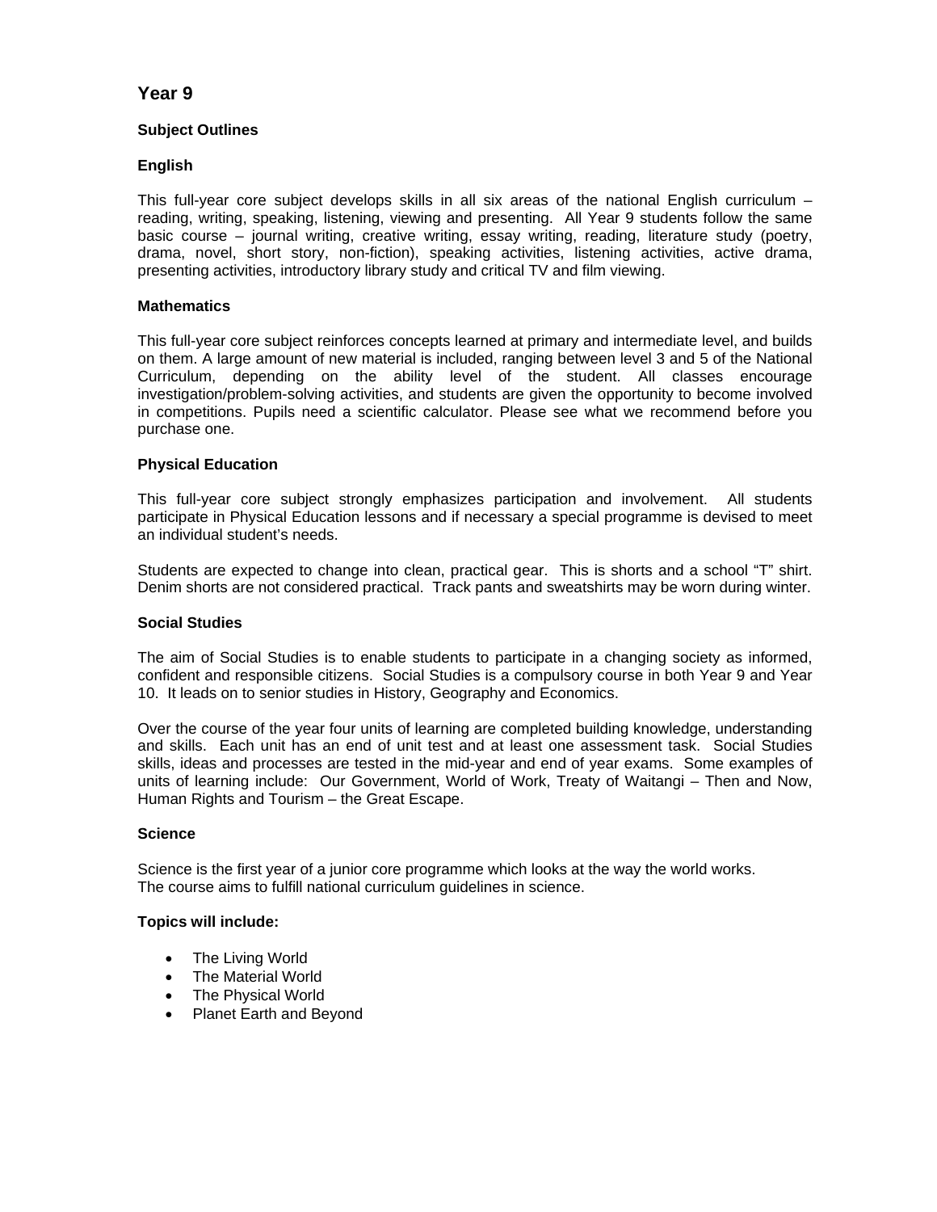# Year 9

## Subject Outlines

### English

This full-year core subject develops skills in all six areas of the national English curriculum – reading, writing, speaking, listening, viewing and presenting. All Year 9 students follow the same basic course – journal writing, creative writing, essay writing, reading, literature study (poetry, drama, novel, short story, non-fiction), speaking activities, listening activities, active drama, presenting activities, introductory library study and critical TV and film viewing.

### Mathematics

This full-year core subject reinforces concepts learned at primary and intermediate level, and builds on them. A large amount of new material is included, ranging between level 3 and 5 of the National Curriculum, depending on the ability level of the student. All classes encourage investigation/problem-solving activities, and students are given the opportunity to become involved in competitions. Pupils need a scientific calculator. Please see what we recommend before you purchase one.

### Physical Education

This full-year core subject strongly emphasizes participation and involvement. All students participate in Physical Education lessons and if necessary a special programme is devised to meet an individual student's needs.

Students are expected to change into clean, practical gear. This is shorts and a school "T" shirt. Denim shorts are not considered practical. Track pants and sweatshirts may be worn during winter.

### Social Studies

The aim of Social Studies is to enable students to participate in a changing society as informed, confident and responsible citizens. Social Studies is a compulsory course in both Year 9 and Year 10. It leads on to senior studies in History, Geography and Economics.

Over the course of the year four units of learning are completed building knowledge, understanding and skills. Each unit has an end of unit test and at least one assessment task. Social Studies skills, ideas and processes are tested in the mid-year and end of year exams. Some examples of units of learning include: Our Government, World of Work, Treaty of Waitangi – Then and Now, Human Rights and Tourism – the Great Escape.

### Science

Science is the first year of a junior core programme which looks at the way the world works.
The course aims to fulfill national curriculum guidelines in science.

**Topics will include:**

- The Living World
- The Material World
- The Physical World
- Planet Earth and Beyond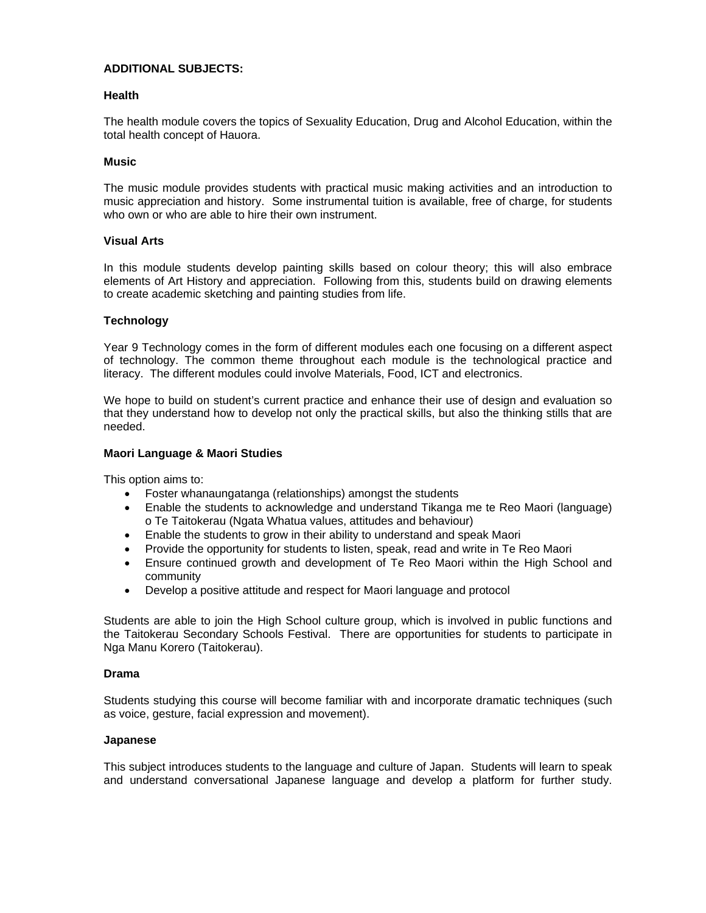**ADDITIONAL SUBJECTS:**

**Health**

The health module covers the topics of Sexuality Education, Drug and Alcohol Education, within the total health concept of Hauora.

**Music**

The music module provides students with practical music making activities and an introduction to music appreciation and history. Some instrumental tuition is available, free of charge, for students who own or who are able to hire their own instrument.

**Visual Arts**

In this module students develop painting skills based on colour theory; this will also embrace elements of Art History and appreciation. Following from this, students build on drawing elements to create academic sketching and painting studies from life.

**Technology**

Year 9 Technology comes in the form of different modules each one focusing on a different aspect of technology. The common theme throughout each module is the technological practice and literacy. The different modules could involve Materials, Food, ICT and electronics.

We hope to build on student's current practice and enhance their use of design and evaluation so that they understand how to develop not only the practical skills, but also the thinking stills that are needed.

**Maori Language & Maori Studies**

This option aims to:

- Foster whanaungatanga (relationships) amongst the students
- Enable the students to acknowledge and understand Tikanga me te Reo Maori (language) o Te Taitokerau (Ngata Whatua values, attitudes and behaviour)
- Enable the students to grow in their ability to understand and speak Maori
- Provide the opportunity for students to listen, speak, read and write in Te Reo Maori
- Ensure continued growth and development of Te Reo Maori within the High School and community
- Develop a positive attitude and respect for Maori language and protocol

Students are able to join the High School culture group, which is involved in public functions and the Taitokerau Secondary Schools Festival. There are opportunities for students to participate in Nga Manu Korero (Taitokerau).

**Drama**

Students studying this course will become familiar with and incorporate dramatic techniques (such as voice, gesture, facial expression and movement).

**Japanese**

This subject introduces students to the language and culture of Japan. Students will learn to speak and understand conversational Japanese language and develop a platform for further study.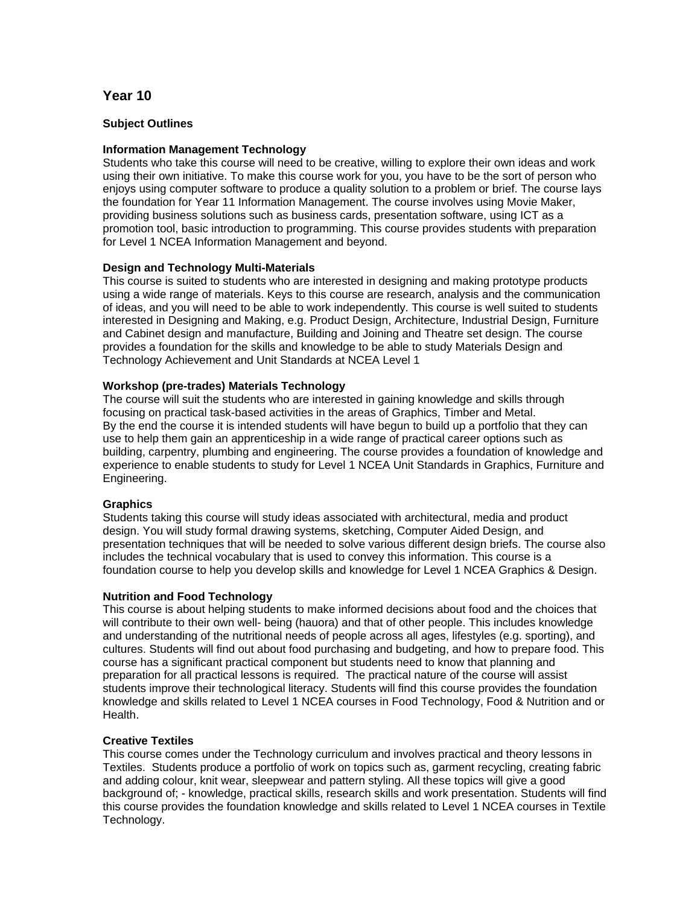# Year 10

**Subject Outlines**

**Information Management Technology**

Students who take this course will need to be creative, willing to explore their own ideas and work using their own initiative. To make this course work for you, you have to be the sort of person who enjoys using computer software to produce a quality solution to a problem or brief. The course lays the foundation for Year 11 Information Management. The course involves using Movie Maker, providing business solutions such as business cards, presentation software, using ICT as a promotion tool, basic introduction to programming. This course provides students with preparation for Level 1 NCEA Information Management and beyond.

**Design and Technology Multi-Materials**

This course is suited to students who are interested in designing and making prototype products using a wide range of materials. Keys to this course are research, analysis and the communication of ideas, and you will need to be able to work independently. This course is well suited to students interested in Designing and Making, e.g. Product Design, Architecture, Industrial Design, Furniture and Cabinet design and manufacture, Building and Joining and Theatre set design. The course provides a foundation for the skills and knowledge to be able to study Materials Design and Technology Achievement and Unit Standards at NCEA Level 1

**Workshop (pre-trades) Materials Technology**

The course will suit the students who are interested in gaining knowledge and skills through focusing on practical task-based activities in the areas of Graphics, Timber and Metal.
By the end the course it is intended students will have begun to build up a portfolio that they can use to help them gain an apprenticeship in a wide range of practical career options such as building, carpentry, plumbing and engineering. The course provides a foundation of knowledge and experience to enable students to study for Level 1 NCEA Unit Standards in Graphics, Furniture and Engineering.

**Graphics**

Students taking this course will study ideas associated with architectural, media and product design. You will study formal drawing systems, sketching, Computer Aided Design, and presentation techniques that will be needed to solve various different design briefs. The course also includes the technical vocabulary that is used to convey this information. This course is a foundation course to help you develop skills and knowledge for Level 1 NCEA Graphics & Design.

**Nutrition and Food Technology**

This course is about helping students to make informed decisions about food and the choices that will contribute to their own well- being (hauora) and that of other people. This includes knowledge and understanding of the nutritional needs of people across all ages, lifestyles (e.g. sporting), and cultures. Students will find out about food purchasing and budgeting, and how to prepare food. This course has a significant practical component but students need to know that planning and preparation for all practical lessons is required. The practical nature of the course will assist students improve their technological literacy. Students will find this course provides the foundation knowledge and skills related to Level 1 NCEA courses in Food Technology, Food & Nutrition and or Health.

**Creative Textiles**

This course comes under the Technology curriculum and involves practical and theory lessons in Textiles. Students produce a portfolio of work on topics such as, garment recycling, creating fabric and adding colour, knit wear, sleepwear and pattern styling. All these topics will give a good background of; - knowledge, practical skills, research skills and work presentation. Students will find this course provides the foundation knowledge and skills related to Level 1 NCEA courses in Textile Technology.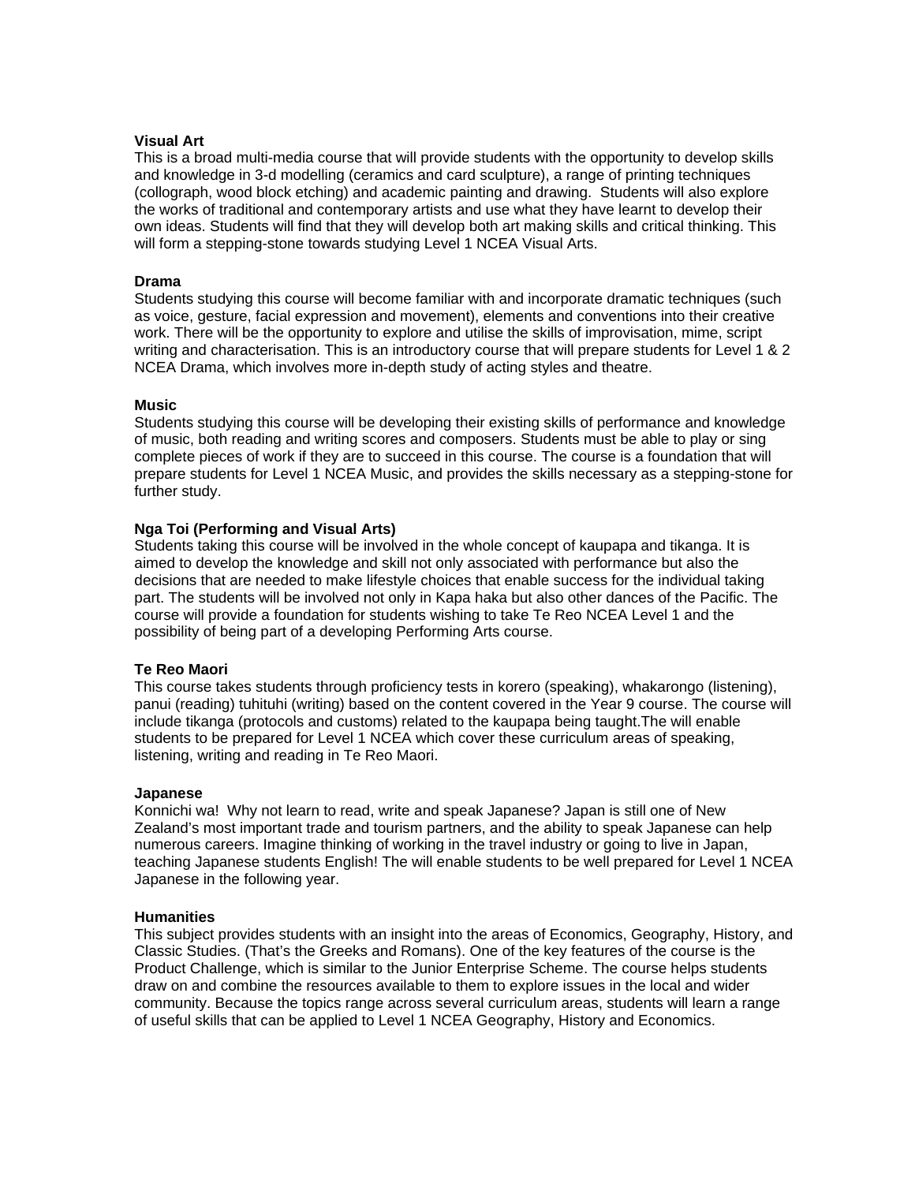**Visual Art**
This is a broad multi-media course that will provide students with the opportunity to develop skills and knowledge in 3-d modelling (ceramics and card sculpture), a range of printing techniques (collograph, wood block etching) and academic painting and drawing. Students will also explore the works of traditional and contemporary artists and use what they have learnt to develop their own ideas. Students will find that they will develop both art making skills and critical thinking. This will form a stepping-stone towards studying Level 1 NCEA Visual Arts.

**Drama**
Students studying this course will become familiar with and incorporate dramatic techniques (such as voice, gesture, facial expression and movement), elements and conventions into their creative work. There will be the opportunity to explore and utilise the skills of improvisation, mime, script writing and characterisation. This is an introductory course that will prepare students for Level 1 & 2 NCEA Drama, which involves more in-depth study of acting styles and theatre.

**Music**
Students studying this course will be developing their existing skills of performance and knowledge of music, both reading and writing scores and composers. Students must be able to play or sing complete pieces of work if they are to succeed in this course. The course is a foundation that will prepare students for Level 1 NCEA Music, and provides the skills necessary as a stepping-stone for further study.

**Nga Toi (Performing and Visual Arts)**
Students taking this course will be involved in the whole concept of kaupapa and tikanga. It is aimed to develop the knowledge and skill not only associated with performance but also the decisions that are needed to make lifestyle choices that enable success for the individual taking part. The students will be involved not only in Kapa haka but also other dances of the Pacific. The course will provide a foundation for students wishing to take Te Reo NCEA Level 1 and the possibility of being part of a developing Performing Arts course.

**Te Reo Maori**
This course takes students through proficiency tests in korero (speaking), whakarongo (listening), panui (reading) tuhituhi (writing) based on the content covered in the Year 9 course. The course will include tikanga (protocols and customs) related to the kaupapa being taught.The will enable students to be prepared for Level 1 NCEA which cover these curriculum areas of speaking, listening, writing and reading in Te Reo Maori.

**Japanese**
Konnichi wa! Why not learn to read, write and speak Japanese? Japan is still one of New Zealand's most important trade and tourism partners, and the ability to speak Japanese can help numerous careers. Imagine thinking of working in the travel industry or going to live in Japan, teaching Japanese students English! The will enable students to be well prepared for Level 1 NCEA Japanese in the following year.

**Humanities**
This subject provides students with an insight into the areas of Economics, Geography, History, and Classic Studies. (That's the Greeks and Romans). One of the key features of the course is the Product Challenge, which is similar to the Junior Enterprise Scheme. The course helps students draw on and combine the resources available to them to explore issues in the local and wider community. Because the topics range across several curriculum areas, students will learn a range of useful skills that can be applied to Level 1 NCEA Geography, History and Economics.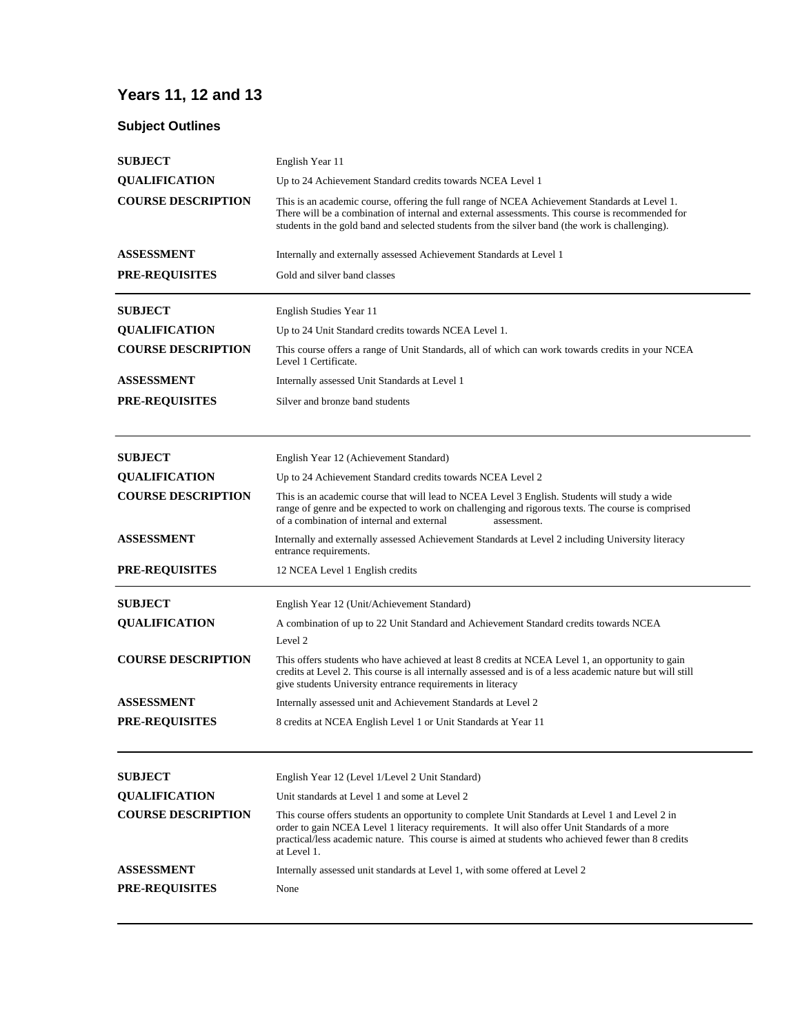# Years 11, 12 and 13

## Subject Outlines

| | |
|---|---|
| **SUBJECT** | English Year 11 |
| **QUALIFICATION** | Up to 24 Achievement Standard credits towards NCEA Level 1 |
| **COURSE DESCRIPTION** | This is an academic course, offering the full range of NCEA Achievement Standards at Level 1. There will be a combination of internal and external assessments. This course is recommended for students in the gold band and selected students from the silver band (the work is challenging). |
| **ASSESSMENT** | Internally and externally assessed Achievement Standards at Level 1 |
| **PRE-REQUISITES** | Gold and silver band classes |

---

| | |
|---|---|
| **SUBJECT** | English Studies Year 11 |
| **QUALIFICATION** | Up to 24 Unit Standard credits towards NCEA Level 1. |
| **COURSE DESCRIPTION** | This course offers a range of Unit Standards, all of which can work towards credits in your NCEA Level 1 Certificate. |
| **ASSESSMENT** | Internally assessed Unit Standards at Level 1 |
| **PRE-REQUISITES** | Silver and bronze band students |

---

| | |
|---|---|
| **SUBJECT** | English Year 12 (Achievement Standard) |
| **QUALIFICATION** | Up to 24 Achievement Standard credits towards NCEA Level 2 |
| **COURSE DESCRIPTION** | This is an academic course that will lead to NCEA Level 3 English. Students will study a wide range of genre and be expected to work on challenging and rigorous texts. The course is comprised of a combination of internal and external assessment. |
| **ASSESSMENT** | Internally and externally assessed Achievement Standards at Level 2 including University literacy entrance requirements. |
| **PRE-REQUISITES** | 12 NCEA Level 1 English credits |

---

| | |
|---|---|
| **SUBJECT** | English Year 12 (Unit/Achievement Standard) |
| **QUALIFICATION** | A combination of up to 22 Unit Standard and Achievement Standard credits towards NCEA Level 2 |
| **COURSE DESCRIPTION** | This offers students who have achieved at least 8 credits at NCEA Level 1, an opportunity to gain credits at Level 2. This course is all internally assessed and is of a less academic nature but will still give students University entrance requirements in literacy |
| **ASSESSMENT** | Internally assessed unit and Achievement Standards at Level 2 |
| **PRE-REQUISITES** | 8 credits at NCEA English Level 1 or Unit Standards at Year 11 |

---

| | |
|---|---|
| **SUBJECT** | English Year 12 (Level 1/Level 2 Unit Standard) |
| **QUALIFICATION** | Unit standards at Level 1 and some at Level 2 |
| **COURSE DESCRIPTION** | This course offers students an opportunity to complete Unit Standards at Level 1 and Level 2 in order to gain NCEA Level 1 literacy requirements. It will also offer Unit Standards of a more practical/less academic nature. This course is aimed at students who achieved fewer than 8 credits at Level 1. |
| **ASSESSMENT** | Internally assessed unit standards at Level 1, with some offered at Level 2 |
| **PRE-REQUISITES** | None |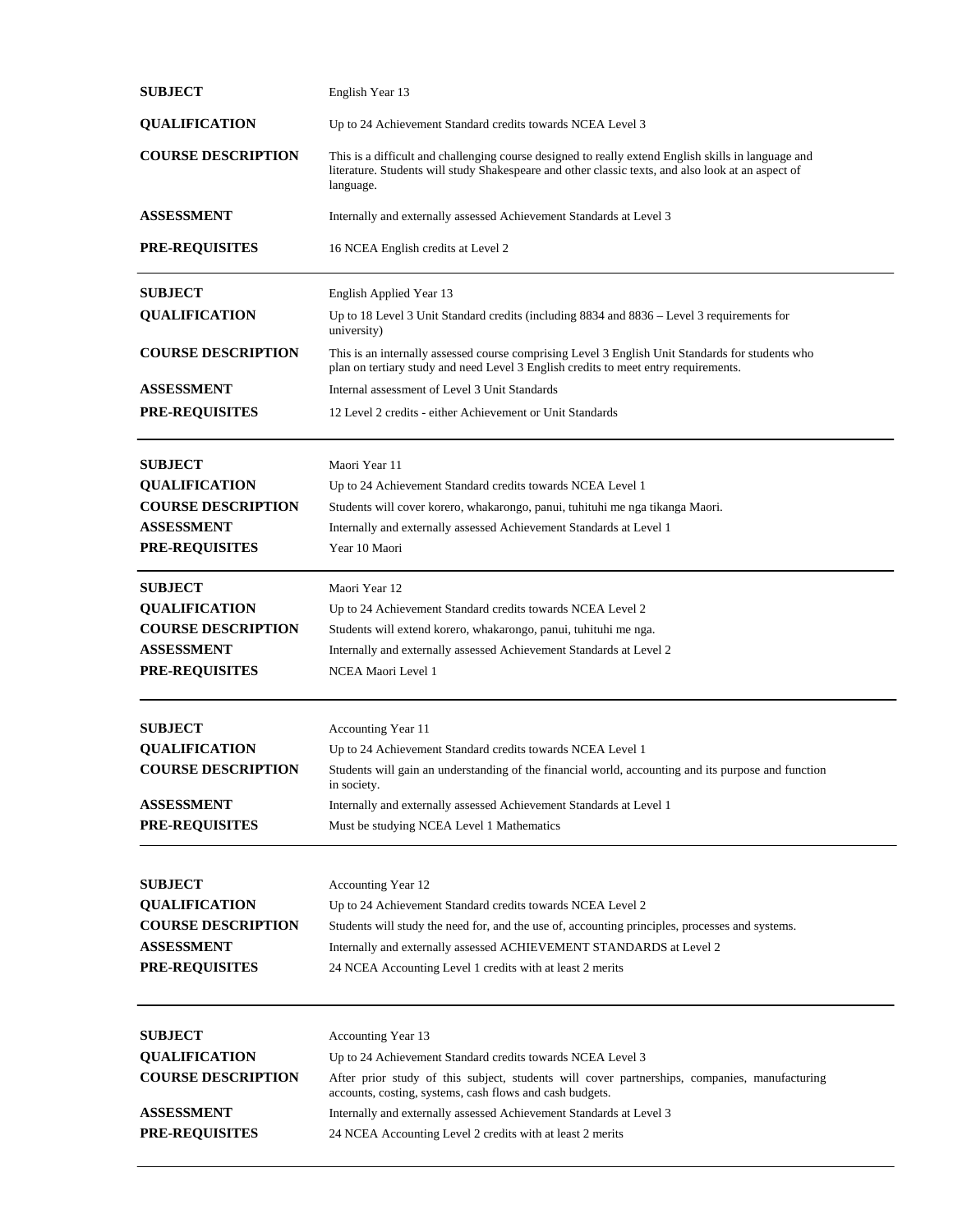| | |
|---|---|
| **SUBJECT** | English Year 13 |
| **QUALIFICATION** | Up to 24 Achievement Standard credits towards NCEA Level 3 |
| **COURSE DESCRIPTION** | This is a difficult and challenging course designed to really extend English skills in language and literature. Students will study Shakespeare and other classic texts, and also look at an aspect of language. |
| **ASSESSMENT** | Internally and externally assessed Achievement Standards at Level 3 |
| **PRE-REQUISITES** | 16 NCEA English credits at Level 2 |

---

| | |
|---|---|
| **SUBJECT** | English Applied Year 13 |
| **QUALIFICATION** | Up to 18 Level 3 Unit Standard credits (including 8834 and 8836 – Level 3 requirements for university) |
| **COURSE DESCRIPTION** | This is an internally assessed course comprising Level 3 English Unit Standards for students who plan on tertiary study and need Level 3 English credits to meet entry requirements. |
| **ASSESSMENT** | Internal assessment of Level 3 Unit Standards |
| **PRE-REQUISITES** | 12 Level 2 credits - either Achievement or Unit Standards |

---

| | |
|---|---|
| **SUBJECT** | Maori Year 11 |
| **QUALIFICATION** | Up to 24 Achievement Standard credits towards NCEA Level 1 |
| **COURSE DESCRIPTION** | Students will cover korero, whakarongo, panui, tuhituhi me nga tikanga Maori. |
| **ASSESSMENT** | Internally and externally assessed Achievement Standards at Level 1 |
| **PRE-REQUISITES** | Year 10 Maori |

---

| | |
|---|---|
| **SUBJECT** | Maori Year 12 |
| **QUALIFICATION** | Up to 24 Achievement Standard credits towards NCEA Level 2 |
| **COURSE DESCRIPTION** | Students will extend korero, whakarongo, panui, tuhituhi me nga. |
| **ASSESSMENT** | Internally and externally assessed Achievement Standards at Level 2 |
| **PRE-REQUISITES** | NCEA Maori Level 1 |

---

| | |
|---|---|
| **SUBJECT** | Accounting Year 11 |
| **QUALIFICATION** | Up to 24 Achievement Standard credits towards NCEA Level 1 |
| **COURSE DESCRIPTION** | Students will gain an understanding of the financial world, accounting and its purpose and function in society. |
| **ASSESSMENT** | Internally and externally assessed Achievement Standards at Level 1 |
| **PRE-REQUISITES** | Must be studying NCEA Level 1 Mathematics |

---

| | |
|---|---|
| **SUBJECT** | Accounting Year 12 |
| **QUALIFICATION** | Up to 24 Achievement Standard credits towards NCEA Level 2 |
| **COURSE DESCRIPTION** | Students will study the need for, and the use of, accounting principles, processes and systems. |
| **ASSESSMENT** | Internally and externally assessed ACHIEVEMENT STANDARDS at Level 2 |
| **PRE-REQUISITES** | 24 NCEA Accounting Level 1 credits with at least 2 merits |

---

| | |
|---|---|
| **SUBJECT** | Accounting Year 13 |
| **QUALIFICATION** | Up to 24 Achievement Standard credits towards NCEA Level 3 |
| **COURSE DESCRIPTION** | After prior study of this subject, students will cover partnerships, companies, manufacturing accounts, costing, systems, cash flows and cash budgets. |
| **ASSESSMENT** | Internally and externally assessed Achievement Standards at Level 3 |
| **PRE-REQUISITES** | 24 NCEA Accounting Level 2 credits with at least 2 merits |

---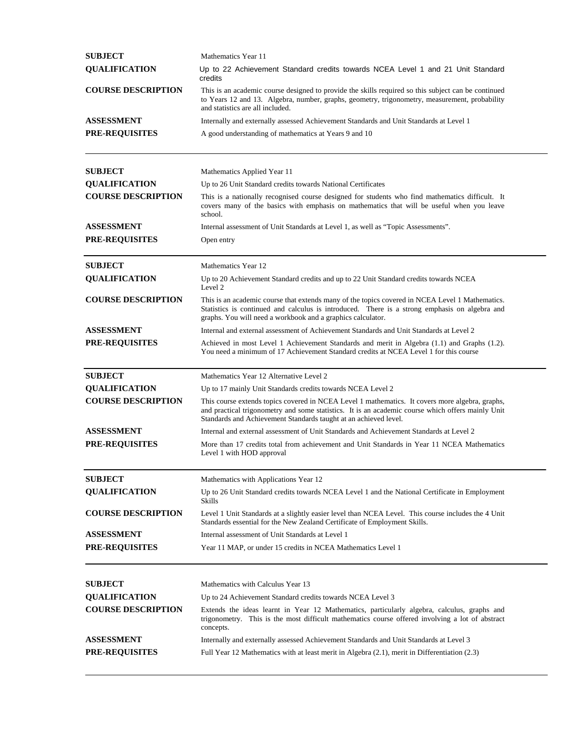| | |
|---|---|
| **SUBJECT** | Mathematics Year 11 |
| **QUALIFICATION** | Up to 22 Achievement Standard credits towards NCEA Level 1 and 21 Unit Standard credits |
| **COURSE DESCRIPTION** | This is an academic course designed to provide the skills required so this subject can be continued to Years 12 and 13. Algebra, number, graphs, geometry, trigonometry, measurement, probability and statistics are all included. |
| **ASSESSMENT** | Internally and externally assessed Achievement Standards and Unit Standards at Level 1 |
| **PRE-REQUISITES** | A good understanding of mathematics at Years 9 and 10 |

---

| | |
|---|---|
| **SUBJECT** | Mathematics Applied Year 11 |
| **QUALIFICATION** | Up to 26 Unit Standard credits towards National Certificates |
| **COURSE DESCRIPTION** | This is a nationally recognised course designed for students who find mathematics difficult. It covers many of the basics with emphasis on mathematics that will be useful when you leave school. |
| **ASSESSMENT** | Internal assessment of Unit Standards at Level 1, as well as "Topic Assessments". |
| **PRE-REQUISITES** | Open entry |

---

| | |
|---|---|
| **SUBJECT** | Mathematics Year 12 |
| **QUALIFICATION** | Up to 20 Achievement Standard credits and up to 22 Unit Standard credits towards NCEA Level 2 |
| **COURSE DESCRIPTION** | This is an academic course that extends many of the topics covered in NCEA Level 1 Mathematics. Statistics is continued and calculus is introduced. There is a strong emphasis on algebra and graphs. You will need a workbook and a graphics calculator. |
| **ASSESSMENT** | Internal and external assessment of Achievement Standards and Unit Standards at Level 2 |
| **PRE-REQUISITES** | Achieved in most Level 1 Achievement Standards and merit in Algebra (1.1) and Graphs (1.2). You need a minimum of 17 Achievement Standard credits at NCEA Level 1 for this course |

---

| | |
|---|---|
| **SUBJECT** | Mathematics Year 12 Alternative Level 2 |
| **QUALIFICATION** | Up to 17 mainly Unit Standards credits towards NCEA Level 2 |
| **COURSE DESCRIPTION** | This course extends topics covered in NCEA Level 1 mathematics. It covers more algebra, graphs, and practical trigonometry and some statistics. It is an academic course which offers mainly Unit Standards and Achievement Standards taught at an achieved level. |
| **ASSESSMENT** | Internal and external assessment of Unit Standards and Achievement Standards at Level 2 |
| **PRE-REQUISITES** | More than 17 credits total from achievement and Unit Standards in Year 11 NCEA Mathematics Level 1 with HOD approval |

---

| | |
|---|---|
| **SUBJECT** | Mathematics with Applications Year 12 |
| **QUALIFICATION** | Up to 26 Unit Standard credits towards NCEA Level 1 and the National Certificate in Employment Skills |
| **COURSE DESCRIPTION** | Level 1 Unit Standards at a slightly easier level than NCEA Level. This course includes the 4 Unit Standards essential for the New Zealand Certificate of Employment Skills. |
| **ASSESSMENT** | Internal assessment of Unit Standards at Level 1 |
| **PRE-REQUISITES** | Year 11 MAP, or under 15 credits in NCEA Mathematics Level 1 |

---

| | |
|---|---|
| **SUBJECT** | Mathematics with Calculus Year 13 |
| **QUALIFICATION** | Up to 24 Achievement Standard credits towards NCEA Level 3 |
| **COURSE DESCRIPTION** | Extends the ideas learnt in Year 12 Mathematics, particularly algebra, calculus, graphs and trigonometry. This is the most difficult mathematics course offered involving a lot of abstract concepts. |
| **ASSESSMENT** | Internally and externally assessed Achievement Standards and Unit Standards at Level 3 |
| **PRE-REQUISITES** | Full Year 12 Mathematics with at least merit in Algebra (2.1), merit in Differentiation (2.3) |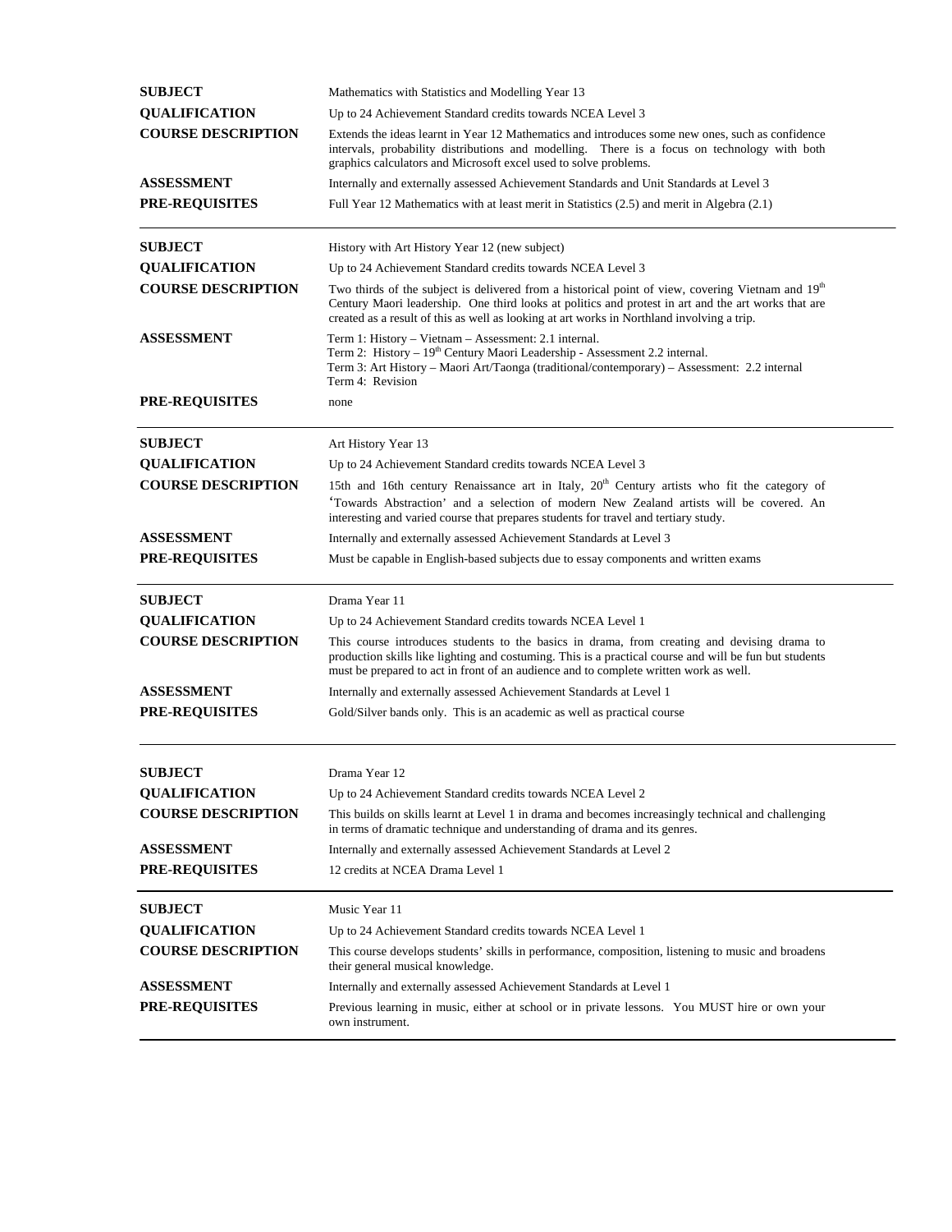| | |
|---|---|
| **SUBJECT** | Mathematics with Statistics and Modelling Year 13 |
| **QUALIFICATION** | Up to 24 Achievement Standard credits towards NCEA Level 3 |
| **COURSE DESCRIPTION** | Extends the ideas learnt in Year 12 Mathematics and introduces some new ones, such as confidence intervals, probability distributions and modelling. There is a focus on technology with both graphics calculators and Microsoft excel used to solve problems. |
| **ASSESSMENT** | Internally and externally assessed Achievement Standards and Unit Standards at Level 3 |
| **PRE-REQUISITES** | Full Year 12 Mathematics with at least merit in Statistics (2.5) and merit in Algebra (2.1) |

---

| | |
|---|---|
| **SUBJECT** | History with Art History Year 12 (new subject) |
| **QUALIFICATION** | Up to 24 Achievement Standard credits towards NCEA Level 3 |
| **COURSE DESCRIPTION** | Two thirds of the subject is delivered from a historical point of view, covering Vietnam and 19th Century Maori leadership. One third looks at politics and protest in art and the art works that are created as a result of this as well as looking at art works in Northland involving a trip. |
| **ASSESSMENT** | Term 1: History – Vietnam – Assessment: 2.1 internal.<br>Term 2: History – 19th Century Maori Leadership - Assessment 2.2 internal.<br>Term 3: Art History – Maori Art/Taonga (traditional/contemporary) – Assessment: 2.2 internal<br>Term 4: Revision |
| **PRE-REQUISITES** | none |

---

| | |
|---|---|
| **SUBJECT** | Art History Year 13 |
| **QUALIFICATION** | Up to 24 Achievement Standard credits towards NCEA Level 3 |
| **COURSE DESCRIPTION** | 15th and 16th century Renaissance art in Italy, 20th Century artists who fit the category of 'Towards Abstraction' and a selection of modern New Zealand artists will be covered. An interesting and varied course that prepares students for travel and tertiary study. |
| **ASSESSMENT** | Internally and externally assessed Achievement Standards at Level 3 |
| **PRE-REQUISITES** | Must be capable in English-based subjects due to essay components and written exams |

---

| | |
|---|---|
| **SUBJECT** | Drama Year 11 |
| **QUALIFICATION** | Up to 24 Achievement Standard credits towards NCEA Level 1 |
| **COURSE DESCRIPTION** | This course introduces students to the basics in drama, from creating and devising drama to production skills like lighting and costuming. This is a practical course and will be fun but students must be prepared to act in front of an audience and to complete written work as well. |
| **ASSESSMENT** | Internally and externally assessed Achievement Standards at Level 1 |
| **PRE-REQUISITES** | Gold/Silver bands only. This is an academic as well as practical course |

---

| | |
|---|---|
| **SUBJECT** | Drama Year 12 |
| **QUALIFICATION** | Up to 24 Achievement Standard credits towards NCEA Level 2 |
| **COURSE DESCRIPTION** | This builds on skills learnt at Level 1 in drama and becomes increasingly technical and challenging in terms of dramatic technique and understanding of drama and its genres. |
| **ASSESSMENT** | Internally and externally assessed Achievement Standards at Level 2 |
| **PRE-REQUISITES** | 12 credits at NCEA Drama Level 1 |

---

| | |
|---|---|
| **SUBJECT** | Music Year 11 |
| **QUALIFICATION** | Up to 24 Achievement Standard credits towards NCEA Level 1 |
| **COURSE DESCRIPTION** | This course develops students' skills in performance, composition, listening to music and broadens their general musical knowledge. |
| **ASSESSMENT** | Internally and externally assessed Achievement Standards at Level 1 |
| **PRE-REQUISITES** | Previous learning in music, either at school or in private lessons. You MUST hire or own your own instrument. |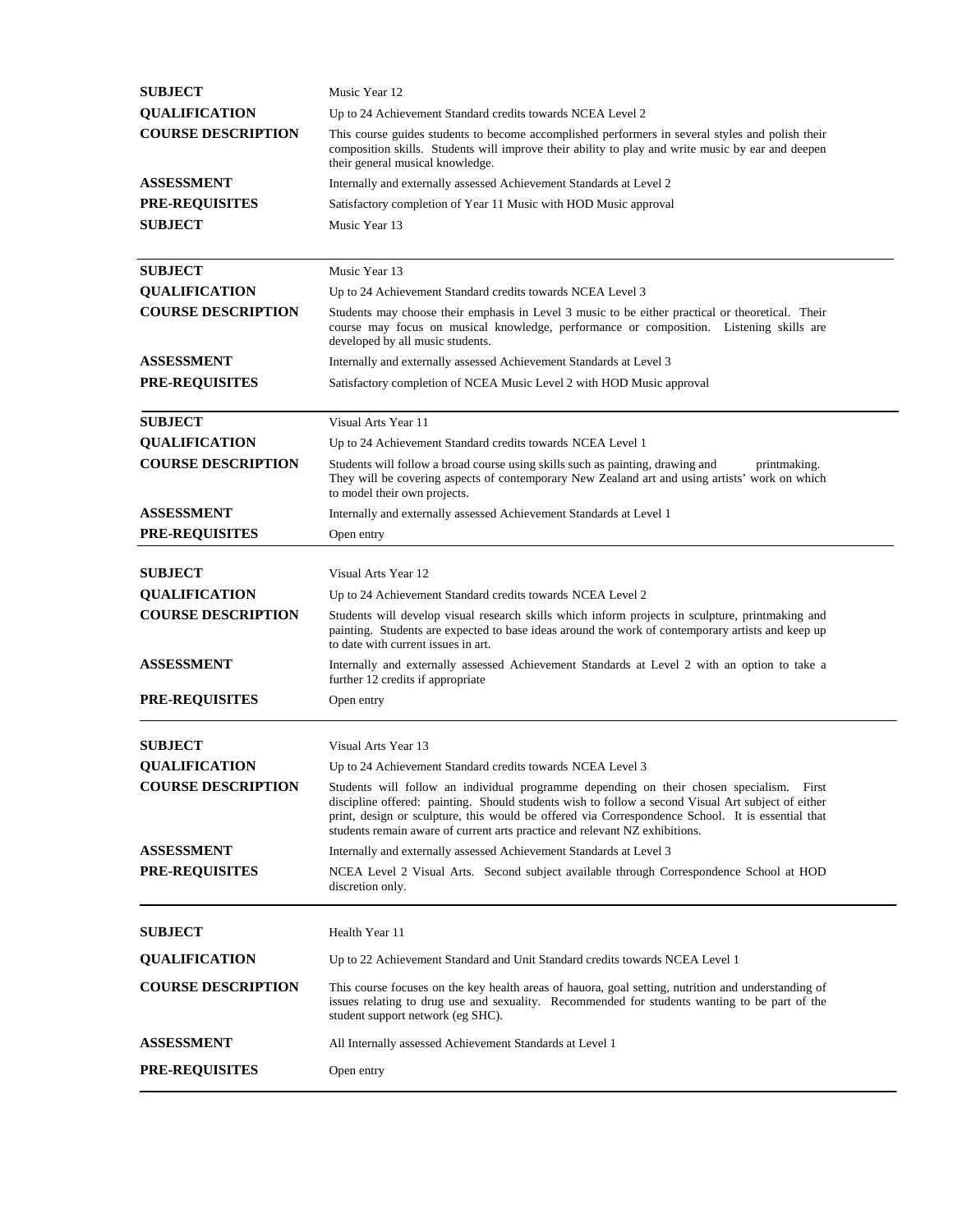| | |
|---|---|
| **SUBJECT** | Music Year 12 |
| **QUALIFICATION** | Up to 24 Achievement Standard credits towards NCEA Level 2 |
| **COURSE DESCRIPTION** | This course guides students to become accomplished performers in several styles and polish their composition skills. Students will improve their ability to play and write music by ear and deepen their general musical knowledge. |
| **ASSESSMENT** | Internally and externally assessed Achievement Standards at Level 2 |
| **PRE-REQUISITES** | Satisfactory completion of Year 11 Music with HOD Music approval |
| **SUBJECT** | Music Year 13 |

| | |
|---|---|
| **SUBJECT** | Music Year 13 |
| **QUALIFICATION** | Up to 24 Achievement Standard credits towards NCEA Level 3 |
| **COURSE DESCRIPTION** | Students may choose their emphasis in Level 3 music to be either practical or theoretical. Their course may focus on musical knowledge, performance or composition. Listening skills are developed by all music students. |
| **ASSESSMENT** | Internally and externally assessed Achievement Standards at Level 3 |
| **PRE-REQUISITES** | Satisfactory completion of NCEA Music Level 2 with HOD Music approval |

| | |
|---|---|
| **SUBJECT** | Visual Arts Year 11 |
| **QUALIFICATION** | Up to 24 Achievement Standard credits towards NCEA Level 1 |
| **COURSE DESCRIPTION** | Students will follow a broad course using skills such as painting, drawing and printmaking. They will be covering aspects of contemporary New Zealand art and using artists' work on which to model their own projects. |
| **ASSESSMENT** | Internally and externally assessed Achievement Standards at Level 1 |
| **PRE-REQUISITES** | Open entry |

| | |
|---|---|
| **SUBJECT** | Visual Arts Year 12 |
| **QUALIFICATION** | Up to 24 Achievement Standard credits towards NCEA Level 2 |
| **COURSE DESCRIPTION** | Students will develop visual research skills which inform projects in sculpture, printmaking and painting. Students are expected to base ideas around the work of contemporary artists and keep up to date with current issues in art. |
| **ASSESSMENT** | Internally and externally assessed Achievement Standards at Level 2 with an option to take a further 12 credits if appropriate |
| **PRE-REQUISITES** | Open entry |

| | |
|---|---|
| **SUBJECT** | Visual Arts Year 13 |
| **QUALIFICATION** | Up to 24 Achievement Standard credits towards NCEA Level 3 |
| **COURSE DESCRIPTION** | Students will follow an individual programme depending on their chosen specialism. First discipline offered: painting. Should students wish to follow a second Visual Art subject of either print, design or sculpture, this would be offered via Correspondence School. It is essential that students remain aware of current arts practice and relevant NZ exhibitions. |
| **ASSESSMENT** | Internally and externally assessed Achievement Standards at Level 3 |
| **PRE-REQUISITES** | NCEA Level 2 Visual Arts. Second subject available through Correspondence School at HOD discretion only. |

| | |
|---|---|
| **SUBJECT** | Health Year 11 |
| **QUALIFICATION** | Up to 22 Achievement Standard and Unit Standard credits towards NCEA Level 1 |
| **COURSE DESCRIPTION** | This course focuses on the key health areas of hauora, goal setting, nutrition and understanding of issues relating to drug use and sexuality. Recommended for students wanting to be part of the student support network (eg SHC). |
| **ASSESSMENT** | All Internally assessed Achievement Standards at Level 1 |
| **PRE-REQUISITES** | Open entry |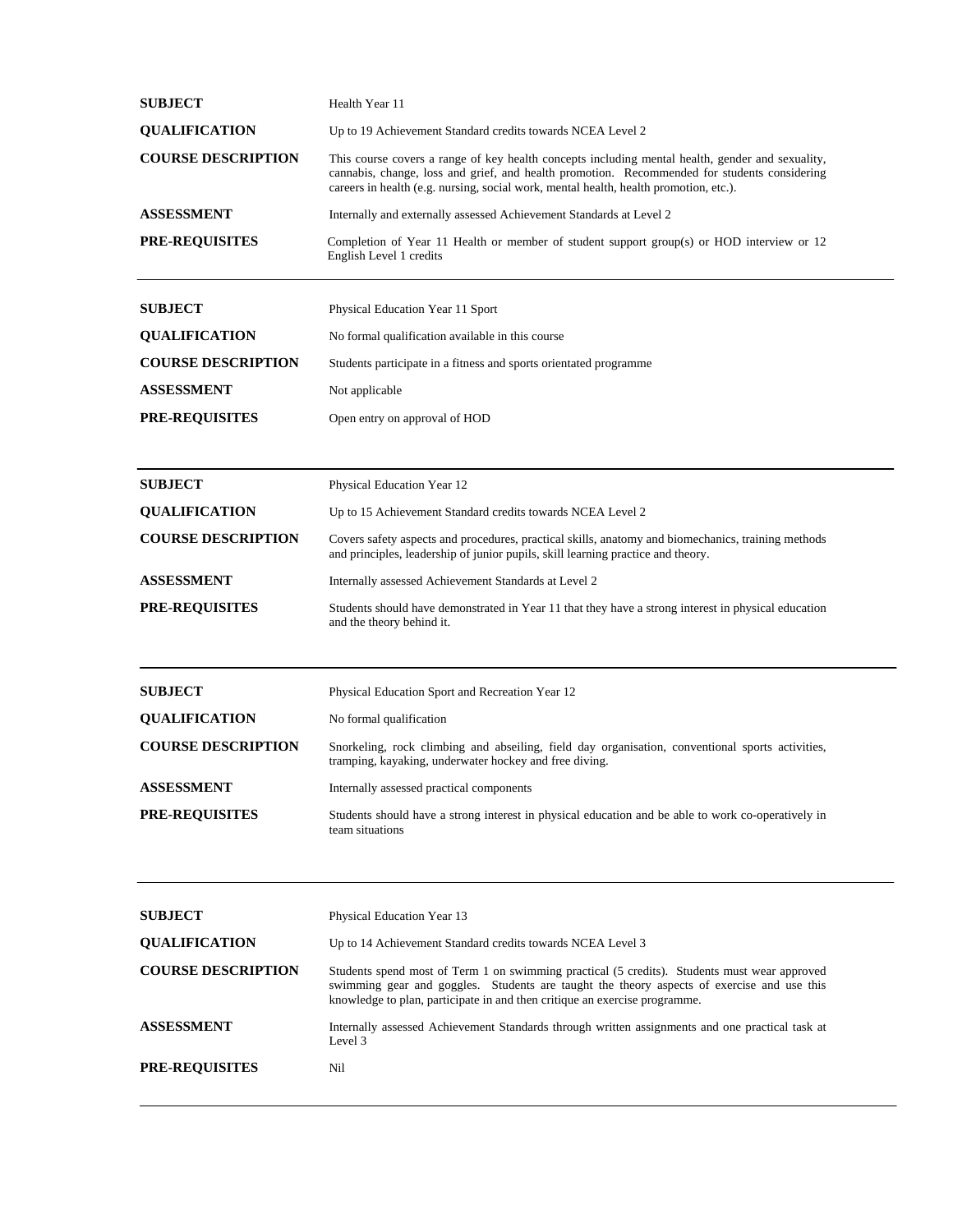| | |
|---|---|
| **SUBJECT** | Health Year 11 |
| **QUALIFICATION** | Up to 19 Achievement Standard credits towards NCEA Level 2 |
| **COURSE DESCRIPTION** | This course covers a range of key health concepts including mental health, gender and sexuality, cannabis, change, loss and grief, and health promotion. Recommended for students considering careers in health (e.g. nursing, social work, mental health, health promotion, etc.). |
| **ASSESSMENT** | Internally and externally assessed Achievement Standards at Level 2 |
| **PRE-REQUISITES** | Completion of Year 11 Health or member of student support group(s) or HOD interview or 12 English Level 1 credits |

---

| | |
|---|---|
| **SUBJECT** | Physical Education Year 11 Sport |
| **QUALIFICATION** | No formal qualification available in this course |
| **COURSE DESCRIPTION** | Students participate in a fitness and sports orientated programme |
| **ASSESSMENT** | Not applicable |
| **PRE-REQUISITES** | Open entry on approval of HOD |

---

| | |
|---|---|
| **SUBJECT** | Physical Education Year 12 |
| **QUALIFICATION** | Up to 15 Achievement Standard credits towards NCEA Level 2 |
| **COURSE DESCRIPTION** | Covers safety aspects and procedures, practical skills, anatomy and biomechanics, training methods and principles, leadership of junior pupils, skill learning practice and theory. |
| **ASSESSMENT** | Internally assessed Achievement Standards at Level 2 |
| **PRE-REQUISITES** | Students should have demonstrated in Year 11 that they have a strong interest in physical education and the theory behind it. |

---

| | |
|---|---|
| **SUBJECT** | Physical Education Sport and Recreation Year 12 |
| **QUALIFICATION** | No formal qualification |
| **COURSE DESCRIPTION** | Snorkeling, rock climbing and abseiling, field day organisation, conventional sports activities, tramping, kayaking, underwater hockey and free diving. |
| **ASSESSMENT** | Internally assessed practical components |
| **PRE-REQUISITES** | Students should have a strong interest in physical education and be able to work co-operatively in team situations |

---

| | |
|---|---|
| **SUBJECT** | Physical Education Year 13 |
| **QUALIFICATION** | Up to 14 Achievement Standard credits towards NCEA Level 3 |
| **COURSE DESCRIPTION** | Students spend most of Term 1 on swimming practical (5 credits). Students must wear approved swimming gear and goggles. Students are taught the theory aspects of exercise and use this knowledge to plan, participate in and then critique an exercise programme. |
| **ASSESSMENT** | Internally assessed Achievement Standards through written assignments and one practical task at Level 3 |
| **PRE-REQUISITES** | Nil |

---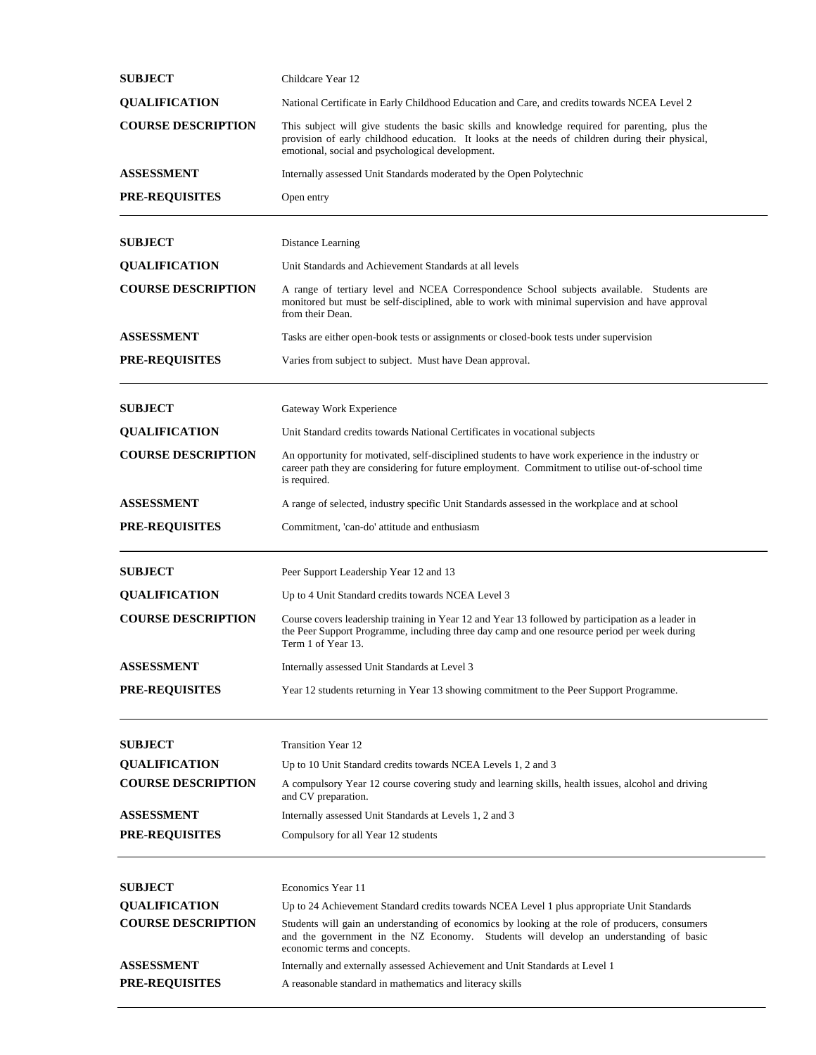| | |
|---|---|
| **SUBJECT** | Childcare Year 12 |
| **QUALIFICATION** | National Certificate in Early Childhood Education and Care, and credits towards NCEA Level 2 |
| **COURSE DESCRIPTION** | This subject will give students the basic skills and knowledge required for parenting, plus the provision of early childhood education. It looks at the needs of children during their physical, emotional, social and psychological development. |
| **ASSESSMENT** | Internally assessed Unit Standards moderated by the Open Polytechnic |
| **PRE-REQUISITES** | Open entry |

---

| | |
|---|---|
| **SUBJECT** | Distance Learning |
| **QUALIFICATION** | Unit Standards and Achievement Standards at all levels |
| **COURSE DESCRIPTION** | A range of tertiary level and NCEA Correspondence School subjects available. Students are monitored but must be self-disciplined, able to work with minimal supervision and have approval from their Dean. |
| **ASSESSMENT** | Tasks are either open-book tests or assignments or closed-book tests under supervision |
| **PRE-REQUISITES** | Varies from subject to subject. Must have Dean approval. |

---

| | |
|---|---|
| **SUBJECT** | Gateway Work Experience |
| **QUALIFICATION** | Unit Standard credits towards National Certificates in vocational subjects |
| **COURSE DESCRIPTION** | An opportunity for motivated, self-disciplined students to have work experience in the industry or career path they are considering for future employment. Commitment to utilise out-of-school time is required. |
| **ASSESSMENT** | A range of selected, industry specific Unit Standards assessed in the workplace and at school |
| **PRE-REQUISITES** | Commitment, 'can-do' attitude and enthusiasm |

---

| | |
|---|---|
| **SUBJECT** | Peer Support Leadership Year 12 and 13 |
| **QUALIFICATION** | Up to 4 Unit Standard credits towards NCEA Level 3 |
| **COURSE DESCRIPTION** | Course covers leadership training in Year 12 and Year 13 followed by participation as a leader in the Peer Support Programme, including three day camp and one resource period per week during Term 1 of Year 13. |
| **ASSESSMENT** | Internally assessed Unit Standards at Level 3 |
| **PRE-REQUISITES** | Year 12 students returning in Year 13 showing commitment to the Peer Support Programme. |

---

| | |
|---|---|
| **SUBJECT** | Transition Year 12 |
| **QUALIFICATION** | Up to 10 Unit Standard credits towards NCEA Levels 1, 2 and 3 |
| **COURSE DESCRIPTION** | A compulsory Year 12 course covering study and learning skills, health issues, alcohol and driving and CV preparation. |
| **ASSESSMENT** | Internally assessed Unit Standards at Levels 1, 2 and 3 |
| **PRE-REQUISITES** | Compulsory for all Year 12 students |

---

| | |
|---|---|
| **SUBJECT** | Economics Year 11 |
| **QUALIFICATION** | Up to 24 Achievement Standard credits towards NCEA Level 1 plus appropriate Unit Standards |
| **COURSE DESCRIPTION** | Students will gain an understanding of economics by looking at the role of producers, consumers and the government in the NZ Economy. Students will develop an understanding of basic economic terms and concepts. |
| **ASSESSMENT** | Internally and externally assessed Achievement and Unit Standards at Level 1 |
| **PRE-REQUISITES** | A reasonable standard in mathematics and literacy skills |

---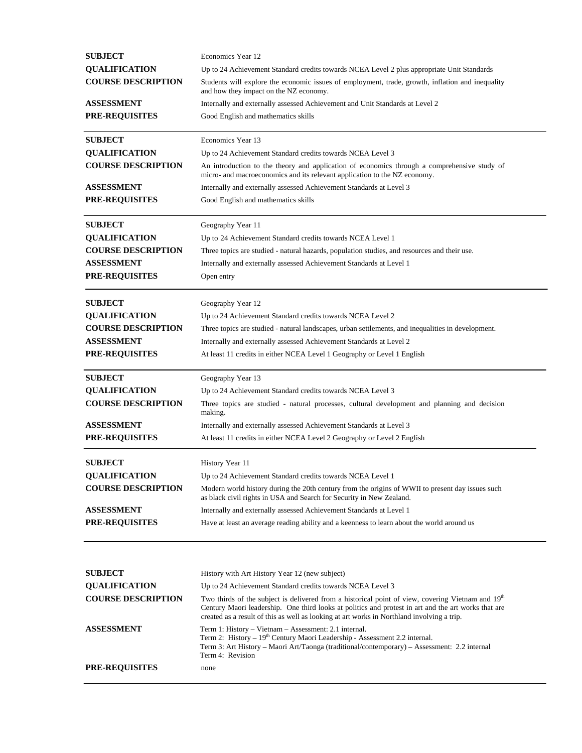**SUBJECT** Economics Year 12

**QUALIFICATION** Up to 24 Achievement Standard credits towards NCEA Level 2 plus appropriate Unit Standards

**COURSE DESCRIPTION** Students will explore the economic issues of employment, trade, growth, inflation and inequality and how they impact on the NZ economy.

**ASSESSMENT** Internally and externally assessed Achievement and Unit Standards at Level 2

**PRE-REQUISITES** Good English and mathematics skills

---

**SUBJECT** Economics Year 13

**QUALIFICATION** Up to 24 Achievement Standard credits towards NCEA Level 3

**COURSE DESCRIPTION** An introduction to the theory and application of economics through a comprehensive study of micro- and macroeconomics and its relevant application to the NZ economy.

**ASSESSMENT** Internally and externally assessed Achievement Standards at Level 3

**PRE-REQUISITES** Good English and mathematics skills

---

**SUBJECT** Geography Year 11

**QUALIFICATION** Up to 24 Achievement Standard credits towards NCEA Level 1

**COURSE DESCRIPTION** Three topics are studied - natural hazards, population studies, and resources and their use.

**ASSESSMENT** Internally and externally assessed Achievement Standards at Level 1

**PRE-REQUISITES** Open entry

---

**SUBJECT** Geography Year 12

**QUALIFICATION** Up to 24 Achievement Standard credits towards NCEA Level 2

**COURSE DESCRIPTION** Three topics are studied - natural landscapes, urban settlements, and inequalities in development.

**ASSESSMENT** Internally and externally assessed Achievement Standards at Level 2

**PRE-REQUISITES** At least 11 credits in either NCEA Level 1 Geography or Level 1 English

---

**SUBJECT** Geography Year 13

**QUALIFICATION** Up to 24 Achievement Standard credits towards NCEA Level 3

**COURSE DESCRIPTION** Three topics are studied - natural processes, cultural development and planning and decision making.

**ASSESSMENT** Internally and externally assessed Achievement Standards at Level 3

**PRE-REQUISITES** At least 11 credits in either NCEA Level 2 Geography or Level 2 English

---

**SUBJECT** History Year 11

**QUALIFICATION** Up to 24 Achievement Standard credits towards NCEA Level 1

**COURSE DESCRIPTION** Modern world history during the 20th century from the origins of WWII to present day issues such as black civil rights in USA and Search for Security in New Zealand.

**ASSESSMENT** Internally and externally assessed Achievement Standards at Level 1

**PRE-REQUISITES** Have at least an average reading ability and a keenness to learn about the world around us

---

**SUBJECT** History with Art History Year 12 (new subject)

**QUALIFICATION** Up to 24 Achievement Standard credits towards NCEA Level 3

**COURSE DESCRIPTION** Two thirds of the subject is delivered from a historical point of view, covering Vietnam and 19th Century Maori leadership. One third looks at politics and protest in art and the art works that are created as a result of this as well as looking at art works in Northland involving a trip.

**ASSESSMENT**
Term 1: History – Vietnam – Assessment: 2.1 internal.
Term 2: History – 19th Century Maori Leadership - Assessment 2.2 internal.
Term 3: Art History – Maori Art/Taonga (traditional/contemporary) – Assessment: 2.2 internal
Term 4: Revision

**PRE-REQUISITES** none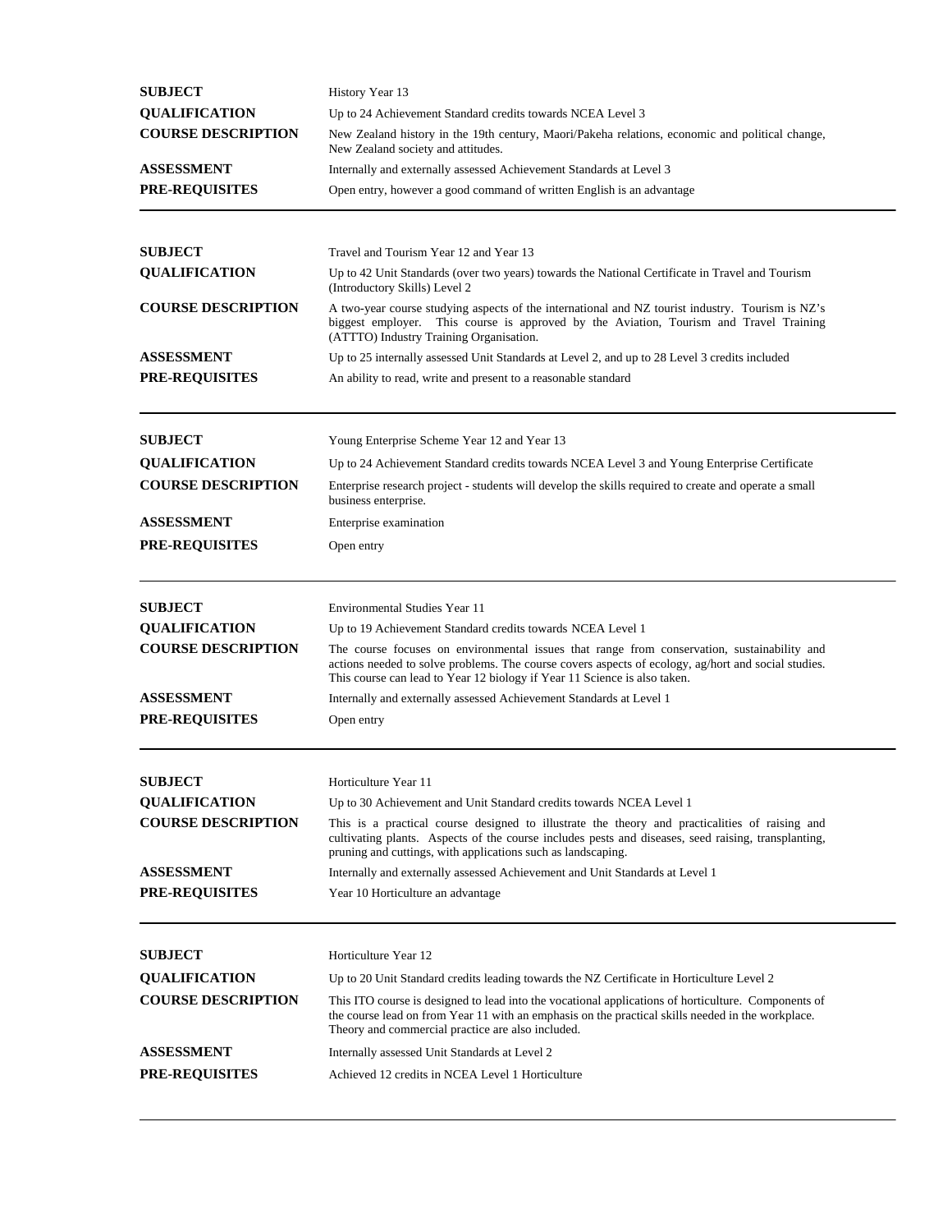| | |
|---|---|
| **SUBJECT** | History Year 13 |
| **QUALIFICATION** | Up to 24 Achievement Standard credits towards NCEA Level 3 |
| **COURSE DESCRIPTION** | New Zealand history in the 19th century, Maori/Pakeha relations, economic and political change, New Zealand society and attitudes. |
| **ASSESSMENT** | Internally and externally assessed Achievement Standards at Level 3 |
| **PRE-REQUISITES** | Open entry, however a good command of written English is an advantage |

---

| | |
|---|---|
| **SUBJECT** | Travel and Tourism Year 12 and Year 13 |
| **QUALIFICATION** | Up to 42 Unit Standards (over two years) towards the National Certificate in Travel and Tourism (Introductory Skills) Level 2 |
| **COURSE DESCRIPTION** | A two-year course studying aspects of the international and NZ tourist industry. Tourism is NZ's biggest employer. This course is approved by the Aviation, Tourism and Travel Training (ATTTO) Industry Training Organisation. |
| **ASSESSMENT** | Up to 25 internally assessed Unit Standards at Level 2, and up to 28 Level 3 credits included |
| **PRE-REQUISITES** | An ability to read, write and present to a reasonable standard |

---

| | |
|---|---|
| **SUBJECT** | Young Enterprise Scheme Year 12 and Year 13 |
| **QUALIFICATION** | Up to 24 Achievement Standard credits towards NCEA Level 3 and Young Enterprise Certificate |
| **COURSE DESCRIPTION** | Enterprise research project - students will develop the skills required to create and operate a small business enterprise. |
| **ASSESSMENT** | Enterprise examination |
| **PRE-REQUISITES** | Open entry |

---

| | |
|---|---|
| **SUBJECT** | Environmental Studies Year 11 |
| **QUALIFICATION** | Up to 19 Achievement Standard credits towards NCEA Level 1 |
| **COURSE DESCRIPTION** | The course focuses on environmental issues that range from conservation, sustainability and actions needed to solve problems. The course covers aspects of ecology, ag/hort and social studies. This course can lead to Year 12 biology if Year 11 Science is also taken. |
| **ASSESSMENT** | Internally and externally assessed Achievement Standards at Level 1 |
| **PRE-REQUISITES** | Open entry |

---

| | |
|---|---|
| **SUBJECT** | Horticulture Year 11 |
| **QUALIFICATION** | Up to 30 Achievement and Unit Standard credits towards NCEA Level 1 |
| **COURSE DESCRIPTION** | This is a practical course designed to illustrate the theory and practicalities of raising and cultivating plants. Aspects of the course includes pests and diseases, seed raising, transplanting, pruning and cuttings, with applications such as landscaping. |
| **ASSESSMENT** | Internally and externally assessed Achievement and Unit Standards at Level 1 |
| **PRE-REQUISITES** | Year 10 Horticulture an advantage |

---

| | |
|---|---|
| **SUBJECT** | Horticulture Year 12 |
| **QUALIFICATION** | Up to 20 Unit Standard credits leading towards the NZ Certificate in Horticulture Level 2 |
| **COURSE DESCRIPTION** | This ITO course is designed to lead into the vocational applications of horticulture. Components of the course lead on from Year 11 with an emphasis on the practical skills needed in the workplace. Theory and commercial practice are also included. |
| **ASSESSMENT** | Internally assessed Unit Standards at Level 2 |
| **PRE-REQUISITES** | Achieved 12 credits in NCEA Level 1 Horticulture |

---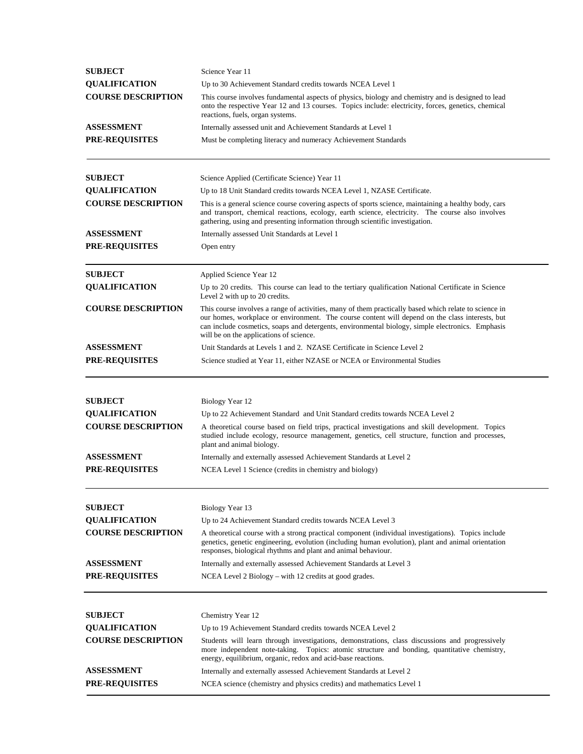| | |
|---|---|
| **SUBJECT** | Science Year 11 |
| **QUALIFICATION** | Up to 30 Achievement Standard credits towards NCEA Level 1 |
| **COURSE DESCRIPTION** | This course involves fundamental aspects of physics, biology and chemistry and is designed to lead onto the respective Year 12 and 13 courses. Topics include: electricity, forces, genetics, chemical reactions, fuels, organ systems. |
| **ASSESSMENT** | Internally assessed unit and Achievement Standards at Level 1 |
| **PRE-REQUISITES** | Must be completing literacy and numeracy Achievement Standards |

---

| | |
|---|---|
| **SUBJECT** | Science Applied (Certificate Science) Year 11 |
| **QUALIFICATION** | Up to 18 Unit Standard credits towards NCEA Level 1, NZASE Certificate. |
| **COURSE DESCRIPTION** | This is a general science course covering aspects of sports science, maintaining a healthy body, cars and transport, chemical reactions, ecology, earth science, electricity. The course also involves gathering, using and presenting information through scientific investigation. |
| **ASSESSMENT** | Internally assessed Unit Standards at Level 1 |
| **PRE-REQUISITES** | Open entry |

---

| | |
|---|---|
| **SUBJECT** | Applied Science Year 12 |
| **QUALIFICATION** | Up to 20 credits. This course can lead to the tertiary qualification National Certificate in Science Level 2 with up to 20 credits. |
| **COURSE DESCRIPTION** | This course involves a range of activities, many of them practically based which relate to science in our homes, workplace or environment. The course content will depend on the class interests, but can include cosmetics, soaps and detergents, environmental biology, simple electronics. Emphasis will be on the applications of science. |
| **ASSESSMENT** | Unit Standards at Levels 1 and 2. NZASE Certificate in Science Level 2 |
| **PRE-REQUISITES** | Science studied at Year 11, either NZASE or NCEA or Environmental Studies |

---

| | |
|---|---|
| **SUBJECT** | Biology Year 12 |
| **QUALIFICATION** | Up to 22 Achievement Standard and Unit Standard credits towards NCEA Level 2 |
| **COURSE DESCRIPTION** | A theoretical course based on field trips, practical investigations and skill development. Topics studied include ecology, resource management, genetics, cell structure, function and processes, plant and animal biology. |
| **ASSESSMENT** | Internally and externally assessed Achievement Standards at Level 2 |
| **PRE-REQUISITES** | NCEA Level 1 Science (credits in chemistry and biology) |

---

| | |
|---|---|
| **SUBJECT** | Biology Year 13 |
| **QUALIFICATION** | Up to 24 Achievement Standard credits towards NCEA Level 3 |
| **COURSE DESCRIPTION** | A theoretical course with a strong practical component (individual investigations). Topics include genetics, genetic engineering, evolution (including human evolution), plant and animal orientation responses, biological rhythms and plant and animal behaviour. |
| **ASSESSMENT** | Internally and externally assessed Achievement Standards at Level 3 |
| **PRE-REQUISITES** | NCEA Level 2 Biology – with 12 credits at good grades. |

---

| | |
|---|---|
| **SUBJECT** | Chemistry Year 12 |
| **QUALIFICATION** | Up to 19 Achievement Standard credits towards NCEA Level 2 |
| **COURSE DESCRIPTION** | Students will learn through investigations, demonstrations, class discussions and progressively more independent note-taking. Topics: atomic structure and bonding, quantitative chemistry, energy, equilibrium, organic, redox and acid-base reactions. |
| **ASSESSMENT** | Internally and externally assessed Achievement Standards at Level 2 |
| **PRE-REQUISITES** | NCEA science (chemistry and physics credits) and mathematics Level 1 |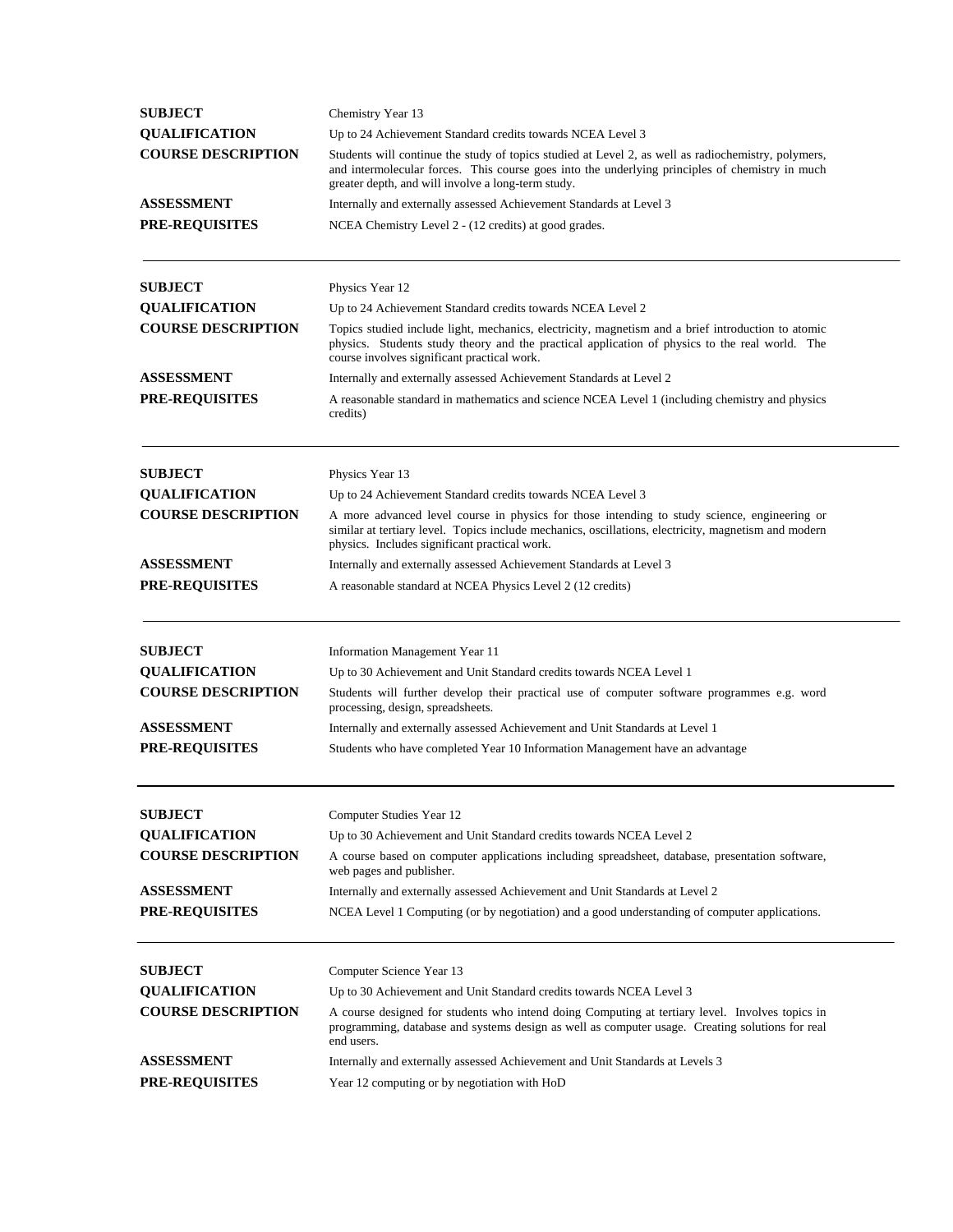| | |
|---|---|
| **SUBJECT** | Chemistry Year 13 |
| **QUALIFICATION** | Up to 24 Achievement Standard credits towards NCEA Level 3 |
| **COURSE DESCRIPTION** | Students will continue the study of topics studied at Level 2, as well as radiochemistry, polymers, and intermolecular forces. This course goes into the underlying principles of chemistry in much greater depth, and will involve a long-term study. |
| **ASSESSMENT** | Internally and externally assessed Achievement Standards at Level 3 |
| **PRE-REQUISITES** | NCEA Chemistry Level 2 - (12 credits) at good grades. |

---

| | |
|---|---|
| **SUBJECT** | Physics Year 12 |
| **QUALIFICATION** | Up to 24 Achievement Standard credits towards NCEA Level 2 |
| **COURSE DESCRIPTION** | Topics studied include light, mechanics, electricity, magnetism and a brief introduction to atomic physics. Students study theory and the practical application of physics to the real world. The course involves significant practical work. |
| **ASSESSMENT** | Internally and externally assessed Achievement Standards at Level 2 |
| **PRE-REQUISITES** | A reasonable standard in mathematics and science NCEA Level 1 (including chemistry and physics credits) |

---

| | |
|---|---|
| **SUBJECT** | Physics Year 13 |
| **QUALIFICATION** | Up to 24 Achievement Standard credits towards NCEA Level 3 |
| **COURSE DESCRIPTION** | A more advanced level course in physics for those intending to study science, engineering or similar at tertiary level. Topics include mechanics, oscillations, electricity, magnetism and modern physics. Includes significant practical work. |
| **ASSESSMENT** | Internally and externally assessed Achievement Standards at Level 3 |
| **PRE-REQUISITES** | A reasonable standard at NCEA Physics Level 2 (12 credits) |

---

| | |
|---|---|
| **SUBJECT** | Information Management Year 11 |
| **QUALIFICATION** | Up to 30 Achievement and Unit Standard credits towards NCEA Level 1 |
| **COURSE DESCRIPTION** | Students will further develop their practical use of computer software programmes e.g. word processing, design, spreadsheets. |
| **ASSESSMENT** | Internally and externally assessed Achievement and Unit Standards at Level 1 |
| **PRE-REQUISITES** | Students who have completed Year 10 Information Management have an advantage |

---

| | |
|---|---|
| **SUBJECT** | Computer Studies Year 12 |
| **QUALIFICATION** | Up to 30 Achievement and Unit Standard credits towards NCEA Level 2 |
| **COURSE DESCRIPTION** | A course based on computer applications including spreadsheet, database, presentation software, web pages and publisher. |
| **ASSESSMENT** | Internally and externally assessed Achievement and Unit Standards at Level 2 |
| **PRE-REQUISITES** | NCEA Level 1 Computing (or by negotiation) and a good understanding of computer applications. |

---

| | |
|---|---|
| **SUBJECT** | Computer Science Year 13 |
| **QUALIFICATION** | Up to 30 Achievement and Unit Standard credits towards NCEA Level 3 |
| **COURSE DESCRIPTION** | A course designed for students who intend doing Computing at tertiary level. Involves topics in programming, database and systems design as well as computer usage. Creating solutions for real end users. |
| **ASSESSMENT** | Internally and externally assessed Achievement and Unit Standards at Levels 3 |
| **PRE-REQUISITES** | Year 12 computing or by negotiation with HoD |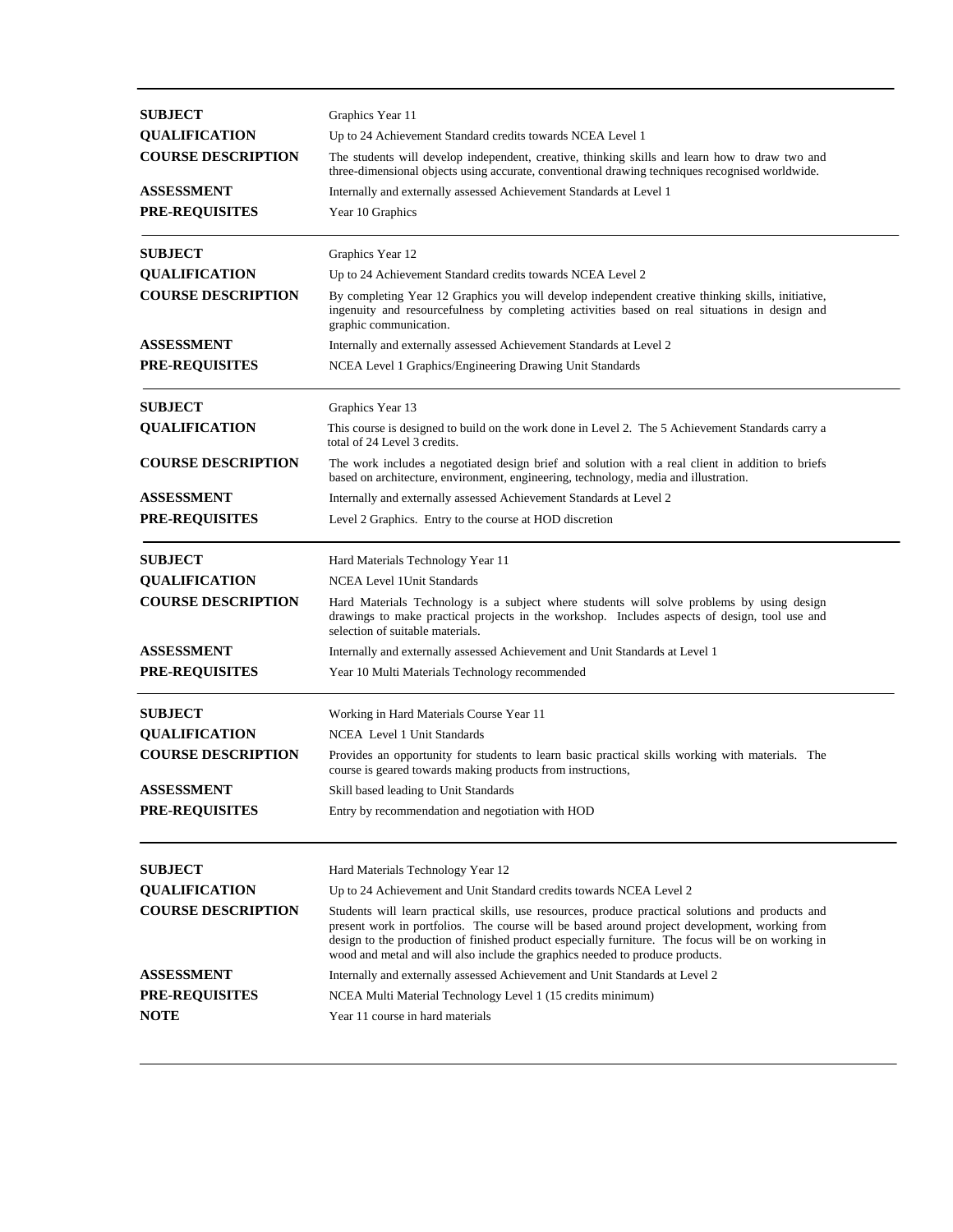**SUBJECT** Graphics Year 11

**QUALIFICATION** Up to 24 Achievement Standard credits towards NCEA Level 1

**COURSE DESCRIPTION** The students will develop independent, creative, thinking skills and learn how to draw two and three-dimensional objects using accurate, conventional drawing techniques recognised worldwide.

**ASSESSMENT** Internally and externally assessed Achievement Standards at Level 1

**PRE-REQUISITES** Year 10 Graphics

---

**SUBJECT** Graphics Year 12

**QUALIFICATION** Up to 24 Achievement Standard credits towards NCEA Level 2

**COURSE DESCRIPTION** By completing Year 12 Graphics you will develop independent creative thinking skills, initiative, ingenuity and resourcefulness by completing activities based on real situations in design and graphic communication.

**ASSESSMENT** Internally and externally assessed Achievement Standards at Level 2

**PRE-REQUISITES** NCEA Level 1 Graphics/Engineering Drawing Unit Standards

---

**SUBJECT** Graphics Year 13

**QUALIFICATION** This course is designed to build on the work done in Level 2. The 5 Achievement Standards carry a total of 24 Level 3 credits.

**COURSE DESCRIPTION** The work includes a negotiated design brief and solution with a real client in addition to briefs based on architecture, environment, engineering, technology, media and illustration.

**ASSESSMENT** Internally and externally assessed Achievement Standards at Level 2

**PRE-REQUISITES** Level 2 Graphics. Entry to the course at HOD discretion

---

**SUBJECT** Hard Materials Technology Year 11

**QUALIFICATION** NCEA Level 1Unit Standards

**COURSE DESCRIPTION** Hard Materials Technology is a subject where students will solve problems by using design drawings to make practical projects in the workshop. Includes aspects of design, tool use and selection of suitable materials.

**ASSESSMENT** Internally and externally assessed Achievement and Unit Standards at Level 1

**PRE-REQUISITES** Year 10 Multi Materials Technology recommended

---

**SUBJECT** Working in Hard Materials Course Year 11

**QUALIFICATION** NCEA Level 1 Unit Standards

**COURSE DESCRIPTION** Provides an opportunity for students to learn basic practical skills working with materials. The course is geared towards making products from instructions,

**ASSESSMENT** Skill based leading to Unit Standards

**PRE-REQUISITES** Entry by recommendation and negotiation with HOD

---

**SUBJECT** Hard Materials Technology Year 12

**QUALIFICATION** Up to 24 Achievement and Unit Standard credits towards NCEA Level 2

**COURSE DESCRIPTION** Students will learn practical skills, use resources, produce practical solutions and products and present work in portfolios. The course will be based around project development, working from design to the production of finished product especially furniture. The focus will be on working in wood and metal and will also include the graphics needed to produce products.

**ASSESSMENT** Internally and externally assessed Achievement and Unit Standards at Level 2

**PRE-REQUISITES** NCEA Multi Material Technology Level 1 (15 credits minimum)

**NOTE** Year 11 course in hard materials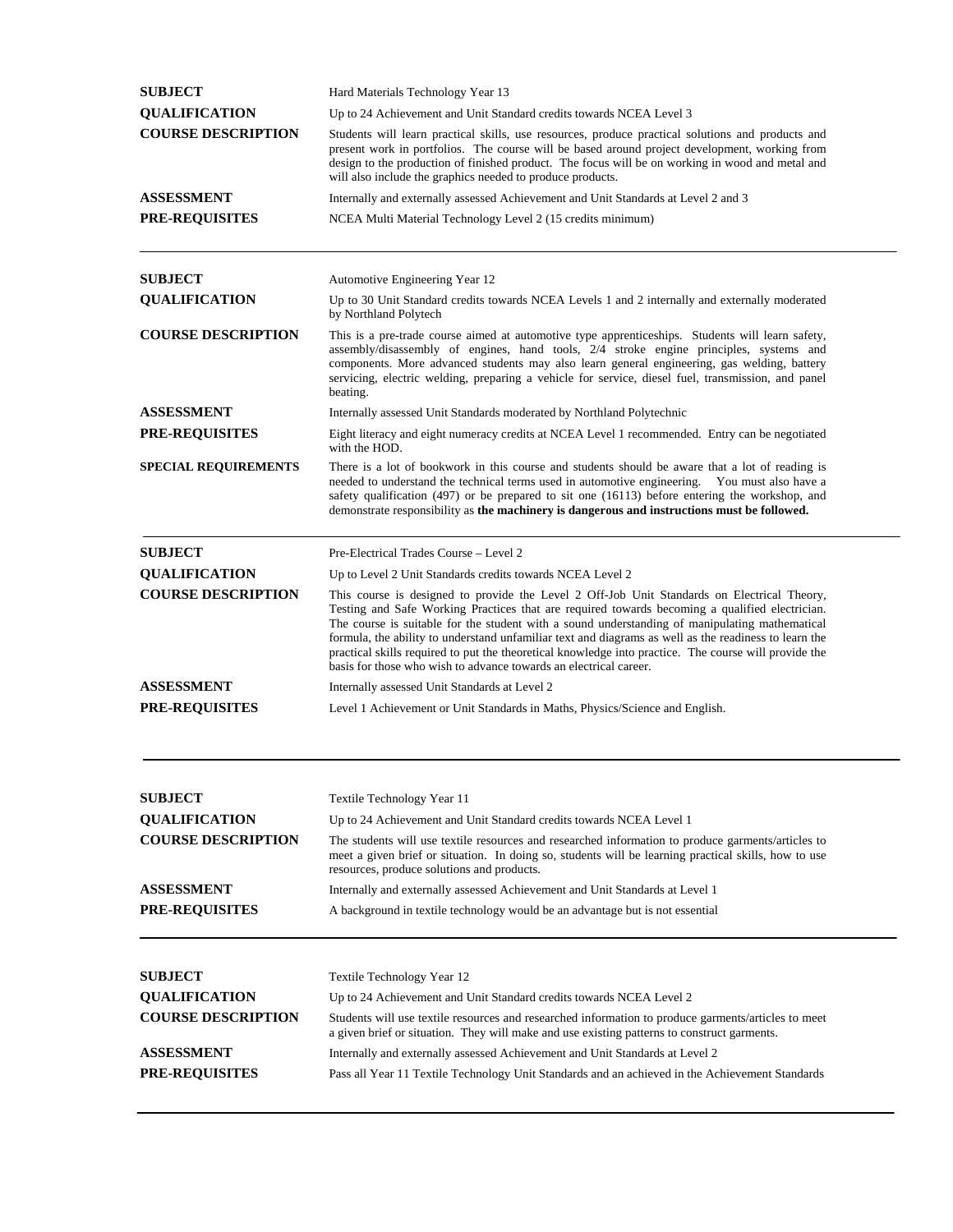| | |
|---|---|
| **SUBJECT** | Hard Materials Technology Year 13 |
| **QUALIFICATION** | Up to 24 Achievement and Unit Standard credits towards NCEA Level 3 |
| **COURSE DESCRIPTION** | Students will learn practical skills, use resources, produce practical solutions and products and present work in portfolios. The course will be based around project development, working from design to the production of finished product. The focus will be on working in wood and metal and will also include the graphics needed to produce products. |
| **ASSESSMENT** | Internally and externally assessed Achievement and Unit Standards at Level 2 and 3 |
| **PRE-REQUISITES** | NCEA Multi Material Technology Level 2 (15 credits minimum) |

---

| | |
|---|---|
| **SUBJECT** | Automotive Engineering Year 12 |
| **QUALIFICATION** | Up to 30 Unit Standard credits towards NCEA Levels 1 and 2 internally and externally moderated by Northland Polytech |
| **COURSE DESCRIPTION** | This is a pre-trade course aimed at automotive type apprenticeships. Students will learn safety, assembly/disassembly of engines, hand tools, 2/4 stroke engine principles, systems and components. More advanced students may also learn general engineering, gas welding, battery servicing, electric welding, preparing a vehicle for service, diesel fuel, transmission, and panel beating. |
| **ASSESSMENT** | Internally assessed Unit Standards moderated by Northland Polytechnic |
| **PRE-REQUISITES** | Eight literacy and eight numeracy credits at NCEA Level 1 recommended. Entry can be negotiated with the HOD. |
| **SPECIAL REQUIREMENTS** | There is a lot of bookwork in this course and students should be aware that a lot of reading is needed to understand the technical terms used in automotive engineering. You must also have a safety qualification (497) or be prepared to sit one (16113) before entering the workshop, and demonstrate responsibility as **the machinery is dangerous and instructions must be followed.** |

---

| | |
|---|---|
| **SUBJECT** | Pre-Electrical Trades Course – Level 2 |
| **QUALIFICATION** | Up to Level 2 Unit Standards credits towards NCEA Level 2 |
| **COURSE DESCRIPTION** | This course is designed to provide the Level 2 Off-Job Unit Standards on Electrical Theory, Testing and Safe Working Practices that are required towards becoming a qualified electrician. The course is suitable for the student with a sound understanding of manipulating mathematical formula, the ability to understand unfamiliar text and diagrams as well as the readiness to learn the practical skills required to put the theoretical knowledge into practice. The course will provide the basis for those who wish to advance towards an electrical career. |
| **ASSESSMENT** | Internally assessed Unit Standards at Level 2 |
| **PRE-REQUISITES** | Level 1 Achievement or Unit Standards in Maths, Physics/Science and English. |

---

| | |
|---|---|
| **SUBJECT** | Textile Technology Year 11 |
| **QUALIFICATION** | Up to 24 Achievement and Unit Standard credits towards NCEA Level 1 |
| **COURSE DESCRIPTION** | The students will use textile resources and researched information to produce garments/articles to meet a given brief or situation. In doing so, students will be learning practical skills, how to use resources, produce solutions and products. |
| **ASSESSMENT** | Internally and externally assessed Achievement and Unit Standards at Level 1 |
| **PRE-REQUISITES** | A background in textile technology would be an advantage but is not essential |

---

| | |
|---|---|
| **SUBJECT** | Textile Technology Year 12 |
| **QUALIFICATION** | Up to 24 Achievement and Unit Standard credits towards NCEA Level 2 |
| **COURSE DESCRIPTION** | Students will use textile resources and researched information to produce garments/articles to meet a given brief or situation. They will make and use existing patterns to construct garments. |
| **ASSESSMENT** | Internally and externally assessed Achievement and Unit Standards at Level 2 |
| **PRE-REQUISITES** | Pass all Year 11 Textile Technology Unit Standards and an achieved in the Achievement Standards |

---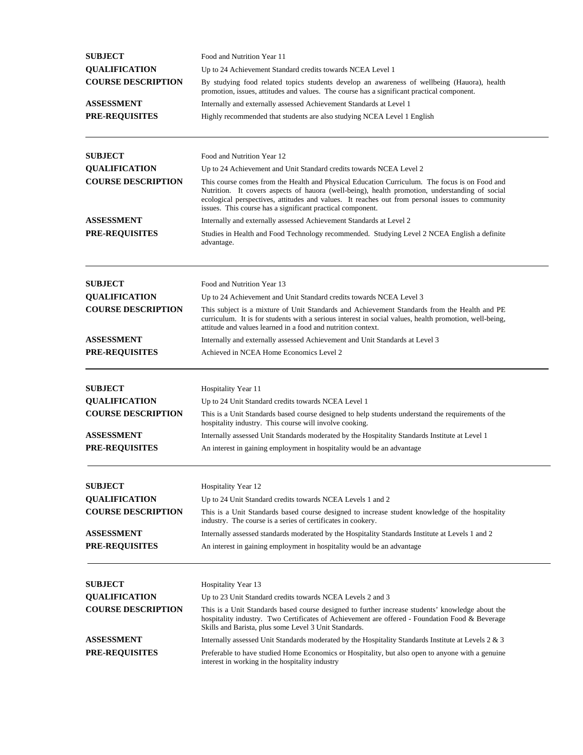| | |
|---|---|
| **SUBJECT** | Food and Nutrition Year 11 |
| **QUALIFICATION** | Up to 24 Achievement Standard credits towards NCEA Level 1 |
| **COURSE DESCRIPTION** | By studying food related topics students develop an awareness of wellbeing (Hauora), health promotion, issues, attitudes and values. The course has a significant practical component. |
| **ASSESSMENT** | Internally and externally assessed Achievement Standards at Level 1 |
| **PRE-REQUISITES** | Highly recommended that students are also studying NCEA Level 1 English |

---

| | |
|---|---|
| **SUBJECT** | Food and Nutrition Year 12 |
| **QUALIFICATION** | Up to 24 Achievement and Unit Standard credits towards NCEA Level 2 |
| **COURSE DESCRIPTION** | This course comes from the Health and Physical Education Curriculum. The focus is on Food and Nutrition. It covers aspects of hauora (well-being), health promotion, understanding of social ecological perspectives, attitudes and values. It reaches out from personal issues to community issues. This course has a significant practical component. |
| **ASSESSMENT** | Internally and externally assessed Achievement Standards at Level 2 |
| **PRE-REQUISITES** | Studies in Health and Food Technology recommended. Studying Level 2 NCEA English a definite advantage. |

---

| | |
|---|---|
| **SUBJECT** | Food and Nutrition Year 13 |
| **QUALIFICATION** | Up to 24 Achievement and Unit Standard credits towards NCEA Level 3 |
| **COURSE DESCRIPTION** | This subject is a mixture of Unit Standards and Achievement Standards from the Health and PE curriculum. It is for students with a serious interest in social values, health promotion, well-being, attitude and values learned in a food and nutrition context. |
| **ASSESSMENT** | Internally and externally assessed Achievement and Unit Standards at Level 3 |
| **PRE-REQUISITES** | Achieved in NCEA Home Economics Level 2 |

---

| | |
|---|---|
| **SUBJECT** | Hospitality Year 11 |
| **QUALIFICATION** | Up to 24 Unit Standard credits towards NCEA Level 1 |
| **COURSE DESCRIPTION** | This is a Unit Standards based course designed to help students understand the requirements of the hospitality industry. This course will involve cooking. |
| **ASSESSMENT** | Internally assessed Unit Standards moderated by the Hospitality Standards Institute at Level 1 |
| **PRE-REQUISITES** | An interest in gaining employment in hospitality would be an advantage |

---

| | |
|---|---|
| **SUBJECT** | Hospitality Year 12 |
| **QUALIFICATION** | Up to 24 Unit Standard credits towards NCEA Levels 1 and 2 |
| **COURSE DESCRIPTION** | This is a Unit Standards based course designed to increase student knowledge of the hospitality industry. The course is a series of certificates in cookery. |
| **ASSESSMENT** | Internally assessed standards moderated by the Hospitality Standards Institute at Levels 1 and 2 |
| **PRE-REQUISITES** | An interest in gaining employment in hospitality would be an advantage |

---

| | |
|---|---|
| **SUBJECT** | Hospitality Year 13 |
| **QUALIFICATION** | Up to 23 Unit Standard credits towards NCEA Levels 2 and 3 |
| **COURSE DESCRIPTION** | This is a Unit Standards based course designed to further increase students' knowledge about the hospitality industry. Two Certificates of Achievement are offered - Foundation Food & Beverage Skills and Barista, plus some Level 3 Unit Standards. |
| **ASSESSMENT** | Internally assessed Unit Standards moderated by the Hospitality Standards Institute at Levels 2 & 3 |
| **PRE-REQUISITES** | Preferable to have studied Home Economics or Hospitality, but also open to anyone with a genuine interest in working in the hospitality industry |